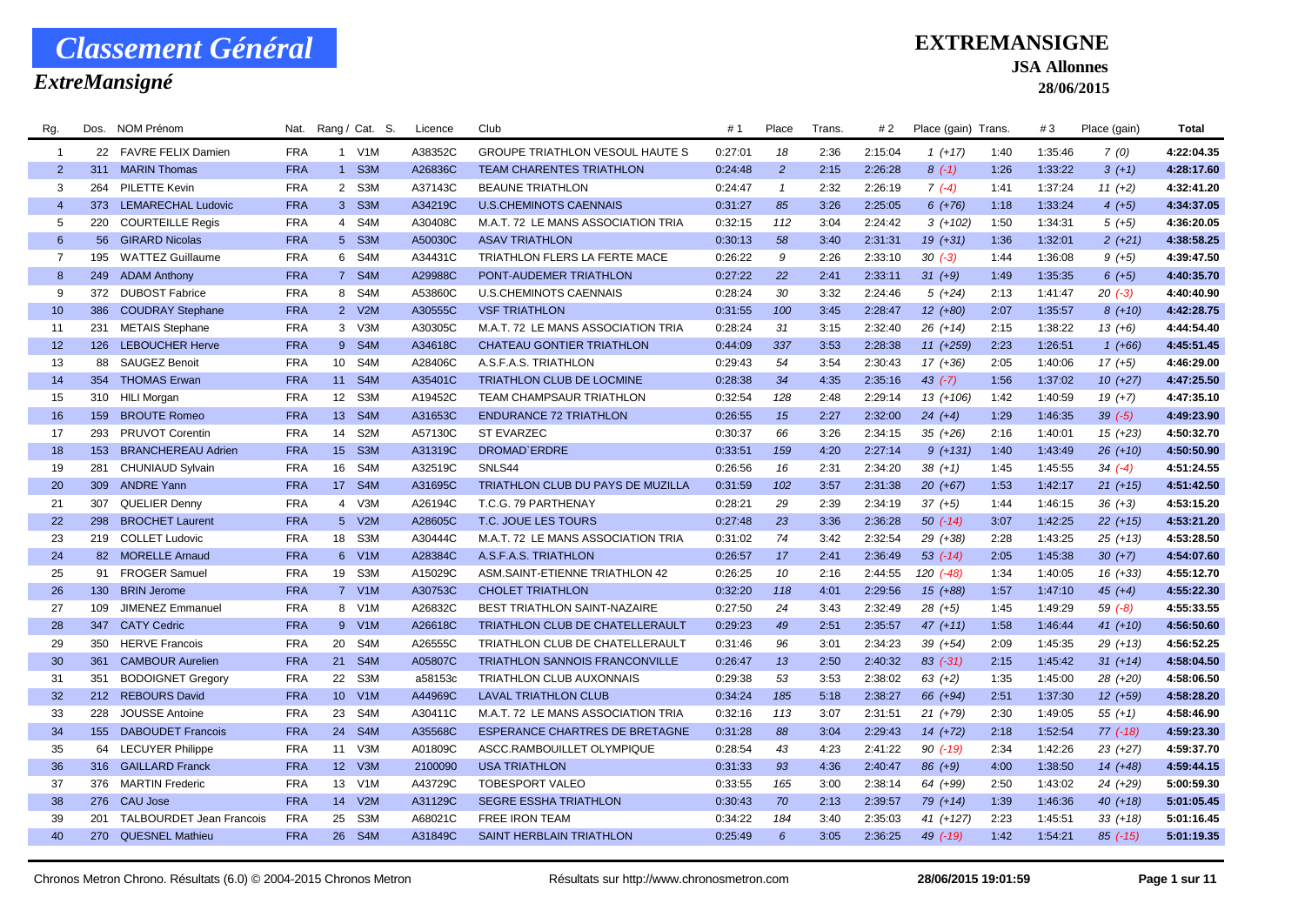# Classement Général

## ExtreMansigné

**EXTREMANSIGNE**

**JSA Allonnes**

**28/06/2015**

| Rg. | Dos. | NOM Prénom | Nat. | Rang / Cat. | S. | Licence | Club | # 1 | Place | Trans. | # 2 | Place (gain) | Trans. | # 3 | Place (gain) | Total |
|---|---|---|---|---|---|---|---|---|---|---|---|---|---|---|---|---|
| 1 | 22 | FAVRE FELIX Damien | FRA | 1 | V1M | A38352C | GROUPE TRIATHLON VESOUL HAUTE S | 0:27:01 | 18 | 2:36 | 2:15:04 | 1 (+17) | 1:40 | 1:35:46 | 7 (0) | 4:22:04.35 |
| 2 | 311 | MARIN Thomas | FRA | 1 | S3M | A26836C | TEAM CHARENTES TRIATHLON | 0:24:48 | 2 | 2:15 | 2:26:28 | 8 (-1) | 1:26 | 1:33:22 | 3 (+1) | 4:28:17.60 |
| 3 | 264 | PILETTE Kevin | FRA | 2 | S3M | A37143C | BEAUNE TRIATHLON | 0:24:47 | 1 | 2:32 | 2:26:19 | 7 (-4) | 1:41 | 1:37:24 | 11 (+2) | 4:32:41.20 |
| 4 | 373 | LEMARECHAL Ludovic | FRA | 3 | S3M | A34219C | U.S.CHEMINOTS CAENNAIS | 0:31:27 | 85 | 3:26 | 2:25:05 | 6 (+76) | 1:18 | 1:33:24 | 4 (+5) | 4:34:37.05 |
| 5 | 220 | COURTEILLE Regis | FRA | 4 | S4M | A30408C | M.A.T. 72 LE MANS ASSOCIATION TRIA | 0:32:15 | 112 | 3:04 | 2:24:42 | 3 (+102) | 1:50 | 1:34:31 | 5 (+5) | 4:36:20.05 |
| 6 | 56 | GIRARD Nicolas | FRA | 5 | S3M | A50030C | ASAV TRIATHLON | 0:30:13 | 58 | 3:40 | 2:31:31 | 19 (+31) | 1:36 | 1:32:01 | 2 (+21) | 4:38:58.25 |
| 7 | 195 | WATTEZ Guillaume | FRA | 6 | S4M | A34431C | TRIATHLON FLERS LA FERTE MACE | 0:26:22 | 9 | 2:26 | 2:33:10 | 30 (-3) | 1:44 | 1:36:08 | 9 (+5) | 4:39:47.50 |
| 8 | 249 | ADAM Anthony | FRA | 7 | S4M | A29988C | PONT-AUDEMER TRIATHLON | 0:27:22 | 22 | 2:41 | 2:33:11 | 31 (+9) | 1:49 | 1:35:35 | 6 (+5) | 4:40:35.70 |
| 9 | 372 | DUBOST Fabrice | FRA | 8 | S4M | A53860C | U.S.CHEMINOTS CAENNAIS | 0:28:24 | 30 | 3:32 | 2:24:46 | 5 (+24) | 2:13 | 1:41:47 | 20 (-3) | 4:40:40.90 |
| 10 | 386 | COUDRAY Stephane | FRA | 2 | V2M | A30555C | VSF TRIATHLON | 0:31:55 | 100 | 3:45 | 2:28:47 | 12 (+80) | 2:07 | 1:35:57 | 8 (+10) | 4:42:28.75 |
| 11 | 231 | METAIS Stephane | FRA | 3 | V3M | A30305C | M.A.T. 72 LE MANS ASSOCIATION TRIA | 0:28:24 | 31 | 3:15 | 2:32:40 | 26 (+14) | 2:15 | 1:38:22 | 13 (+6) | 4:44:54.40 |
| 12 | 126 | LEBOUCHER Herve | FRA | 9 | S4M | A34618C | CHATEAU GONTIER TRIATHLON | 0:44:09 | 337 | 3:53 | 2:28:38 | 11 (+259) | 2:23 | 1:26:51 | 1 (+66) | 4:45:51.45 |
| 13 | 88 | SAUGEZ Benoit | FRA | 10 | S4M | A28406C | A.S.F.A.S. TRIATHLON | 0:29:43 | 54 | 3:54 | 2:30:43 | 17 (+36) | 2:05 | 1:40:06 | 17 (+5) | 4:46:29.00 |
| 14 | 354 | THOMAS Erwan | FRA | 11 | S4M | A35401C | TRIATHLON CLUB DE LOCMINE | 0:28:38 | 34 | 4:35 | 2:35:16 | 43 (-7) | 1:56 | 1:37:02 | 10 (+27) | 4:47:25.50 |
| 15 | 310 | HILI Morgan | FRA | 12 | S3M | A19452C | TEAM CHAMPSAUR TRIATHLON | 0:32:54 | 128 | 2:48 | 2:29:14 | 13 (+106) | 1:42 | 1:40:59 | 19 (+7) | 4:47:35.10 |
| 16 | 159 | BROUTE Romeo | FRA | 13 | S4M | A31653C | ENDURANCE 72 TRIATHLON | 0:26:55 | 15 | 2:27 | 2:32:00 | 24 (+4) | 1:29 | 1:46:35 | 39 (-5) | 4:49:23.90 |
| 17 | 293 | PRUVOT Corentin | FRA | 14 | S2M | A57130C | ST EVARZEC | 0:30:37 | 66 | 3:26 | 2:34:15 | 35 (+26) | 2:16 | 1:40:01 | 15 (+23) | 4:50:32.70 |
| 18 | 153 | BRANCHEREAU Adrien | FRA | 15 | S3M | A31319C | DROMAD`ERDRE | 0:33:51 | 159 | 4:20 | 2:27:14 | 9 (+131) | 1:40 | 1:43:49 | 26 (+10) | 4:50:50.90 |
| 19 | 281 | CHUNIAUD Sylvain | FRA | 16 | S4M | A32519C | SNLS44 | 0:26:56 | 16 | 2:31 | 2:34:20 | 38 (+1) | 1:45 | 1:45:55 | 34 (-4) | 4:51:24.55 |
| 20 | 309 | ANDRE Yann | FRA | 17 | S4M | A31695C | TRIATHLON CLUB DU PAYS DE MUZILLA | 0:31:59 | 102 | 3:57 | 2:31:38 | 20 (+67) | 1:53 | 1:42:17 | 21 (+15) | 4:51:42.50 |
| 21 | 307 | QUELIER Denny | FRA | 4 | V3M | A26194C | T.C.G. 79 PARTHENAY | 0:28:21 | 29 | 2:39 | 2:34:19 | 37 (+5) | 1:44 | 1:46:15 | 36 (+3) | 4:53:15.20 |
| 22 | 298 | BROCHET Laurent | FRA | 5 | V2M | A28605C | T.C. JOUE LES TOURS | 0:27:48 | 23 | 3:36 | 2:36:28 | 50 (-14) | 3:07 | 1:42:25 | 22 (+15) | 4:53:21.20 |
| 23 | 219 | COLLET Ludovic | FRA | 18 | S3M | A30444C | M.A.T. 72 LE MANS ASSOCIATION TRIA | 0:31:02 | 74 | 3:42 | 2:32:54 | 29 (+38) | 2:28 | 1:43:25 | 25 (+13) | 4:53:28.50 |
| 24 | 82 | MORELLE Arnaud | FRA | 6 | V1M | A28384C | A.S.F.A.S. TRIATHLON | 0:26:57 | 17 | 2:41 | 2:36:49 | 53 (-14) | 2:05 | 1:45:38 | 30 (+7) | 4:54:07.60 |
| 25 | 91 | FROGER Samuel | FRA | 19 | S3M | A15029C | ASM.SAINT-ETIENNE TRIATHLON 42 | 0:26:25 | 10 | 2:16 | 2:44:55 | 120 (-48) | 1:34 | 1:40:05 | 16 (+33) | 4:55:12.70 |
| 26 | 130 | BRIN Jerome | FRA | 7 | V1M | A30753C | CHOLET TRIATHLON | 0:32:20 | 118 | 4:01 | 2:29:56 | 15 (+88) | 1:57 | 1:47:10 | 45 (+4) | 4:55:22.30 |
| 27 | 109 | JIMENEZ Emmanuel | FRA | 8 | V1M | A26832C | BEST TRIATHLON SAINT-NAZAIRE | 0:27:50 | 24 | 3:43 | 2:32:49 | 28 (+5) | 1:45 | 1:49:29 | 59 (-8) | 4:55:33.55 |
| 28 | 347 | CATY Cedric | FRA | 9 | V1M | A26618C | TRIATHLON CLUB DE CHATELLERAULT | 0:29:23 | 49 | 2:51 | 2:35:57 | 47 (+11) | 1:58 | 1:46:44 | 41 (+10) | 4:56:50.60 |
| 29 | 350 | HERVE Francois | FRA | 20 | S4M | A26555C | TRIATHLON CLUB DE CHATELLERAULT | 0:31:46 | 96 | 3:01 | 2:34:23 | 39 (+54) | 2:09 | 1:45:35 | 29 (+13) | 4:56:52.25 |
| 30 | 361 | CAMBOUR Aurelien | FRA | 21 | S4M | A05807C | TRIATHLON SANNOIS FRANCONVILLE | 0:26:47 | 13 | 2:50 | 2:40:32 | 83 (-31) | 2:15 | 1:45:42 | 31 (+14) | 4:58:04.50 |
| 31 | 351 | BODOIGNET Gregory | FRA | 22 | S3M | a58153c | TRIATHLON CLUB AUXONNAIS | 0:29:38 | 53 | 3:53 | 2:38:02 | 63 (+2) | 1:35 | 1:45:00 | 28 (+20) | 4:58:06.50 |
| 32 | 212 | REBOURS David | FRA | 10 | V1M | A44969C | LAVAL TRIATHLON CLUB | 0:34:24 | 185 | 5:18 | 2:38:27 | 66 (+94) | 2:51 | 1:37:30 | 12 (+59) | 4:58:28.20 |
| 33 | 228 | JOUSSE Antoine | FRA | 23 | S4M | A30411C | M.A.T. 72 LE MANS ASSOCIATION TRIA | 0:32:16 | 113 | 3:07 | 2:31:51 | 21 (+79) | 2:30 | 1:49:05 | 55 (+1) | 4:58:46.90 |
| 34 | 155 | DABOUDET Francois | FRA | 24 | S4M | A35568C | ESPERANCE CHARTRES DE BRETAGNE | 0:31:28 | 88 | 3:04 | 2:29:43 | 14 (+72) | 2:18 | 1:52:54 | 77 (-18) | 4:59:23.30 |
| 35 | 64 | LECUYER Philippe | FRA | 11 | V3M | A01809C | ASCC.RAMBOUILLET OLYMPIQUE | 0:28:54 | 43 | 4:23 | 2:41:22 | 90 (-19) | 2:34 | 1:42:26 | 23 (+27) | 4:59:37.70 |
| 36 | 316 | GAILLARD Franck | FRA | 12 | V3M | 2100090 | USA TRIATHLON | 0:31:33 | 93 | 4:36 | 2:40:47 | 86 (+9) | 4:00 | 1:38:50 | 14 (+48) | 4:59:44.15 |
| 37 | 376 | MARTIN Frederic | FRA | 13 | V1M | A43729C | TOBESPORT VALEO | 0:33:55 | 165 | 3:00 | 2:38:14 | 64 (+99) | 2:50 | 1:43:02 | 24 (+29) | 5:00:59.30 |
| 38 | 276 | CAU Jose | FRA | 14 | V2M | A31129C | SEGRE ESSHA TRIATHLON | 0:30:43 | 70 | 2:13 | 2:39:57 | 79 (+14) | 1:39 | 1:46:36 | 40 (+18) | 5:01:05.45 |
| 39 | 201 | TALBOURDET Jean Francois | FRA | 25 | S3M | A68021C | FREE IRON TEAM | 0:34:22 | 184 | 3:40 | 2:35:03 | 41 (+127) | 2:23 | 1:45:51 | 33 (+18) | 5:01:16.45 |
| 40 | 270 | QUESNEL Mathieu | FRA | 26 | S4M | A31849C | SAINT HERBLAIN TRIATHLON | 0:25:49 | 6 | 3:05 | 2:36:25 | 49 (-19) | 1:42 | 1:54:21 | 85 (-15) | 5:01:19.35 |

Chronos Metron Chrono. Résultats (6.0) © 2004-2015 Chronos Metron — Résultats sur http://www.chronosmetron.com — 28/06/2015 19:01:59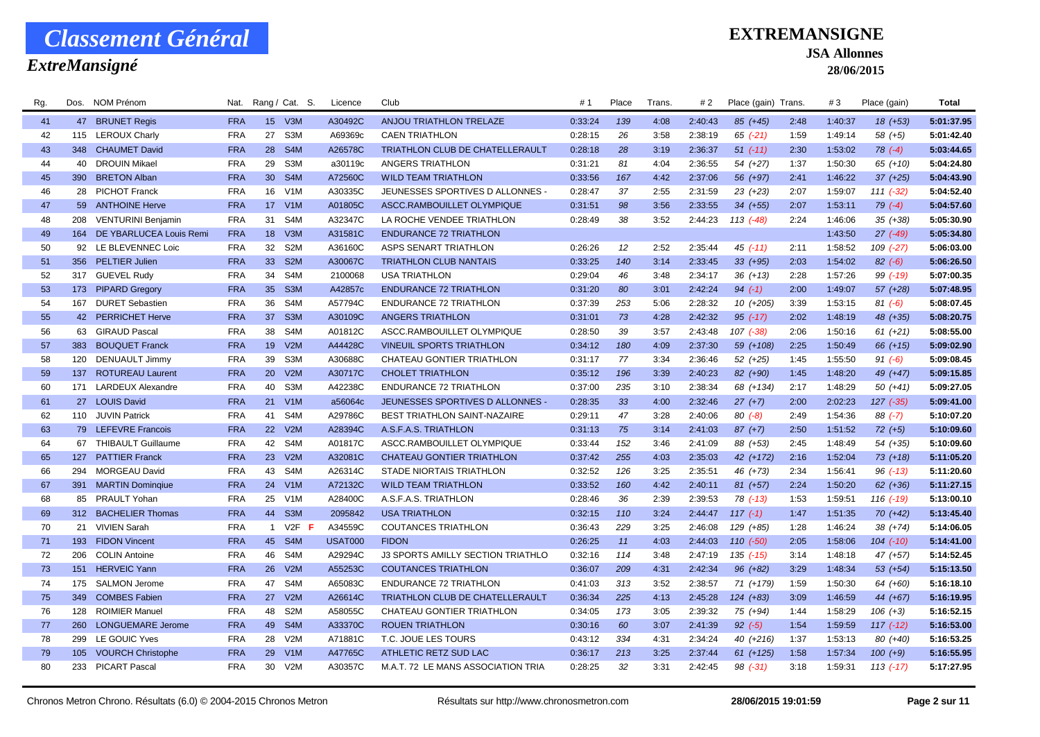# Classement Général

## ExtreMansigné

**EXTREMANSIGNE**

**JSA Allonnes**

**28/06/2015**

| Rg. | Dos. | NOM Prénom | Nat. | Rang / Cat. | | S. | Licence | Club | # 1 | Place | Trans. | # 2 | Place (gain) | Trans. | # 3 | Place (gain) | Total |
|---|---|---|---|---|---|---|---|---|---|---|---|---|---|---|---|---|---|
| 41 | 47 | BRUNET Regis | FRA | 15 | V3M | | A30492C | ANJOU TRIATHLON TRELAZE | 0:33:24 | 139 | 4:08 | 2:40:43 | 85 (+45) | 2:48 | 1:40:37 | 18 (+53) | 5:01:37.95 |
| 42 | 115 | LEROUX Charly | FRA | 27 | S3M | | A69369c | CAEN TRIATHLON | 0:28:15 | 26 | 3:58 | 2:38:19 | 65 (-21) | 1:59 | 1:49:14 | 58 (+5) | 5:01:42.40 |
| 43 | 348 | CHAUMET David | FRA | 28 | S4M | | A26578C | TRIATHLON CLUB DE CHATELLERAULT | 0:28:18 | 28 | 3:19 | 2:36:37 | 51 (-11) | 2:30 | 1:53:02 | 78 (-4) | 5:03:44.65 |
| 44 | 40 | DROUIN Mikael | FRA | 29 | S3M | | a30119c | ANGERS TRIATHLON | 0:31:21 | 81 | 4:04 | 2:36:55 | 54 (+27) | 1:37 | 1:50:30 | 65 (+10) | 5:04:24.80 |
| 45 | 390 | BRETON Alban | FRA | 30 | S4M | | A72560C | WILD TEAM TRIATHLON | 0:33:56 | 167 | 4:42 | 2:37:06 | 56 (+97) | 2:41 | 1:46:22 | 37 (+25) | 5:04:43.90 |
| 46 | 28 | PICHOT Franck | FRA | 16 | V1M | | A30335C | JEUNESSES SPORTIVES D ALLONNES - | 0:28:47 | 37 | 2:55 | 2:31:59 | 23 (+23) | 2:07 | 1:59:07 | 111 (-32) | 5:04:52.40 |
| 47 | 59 | ANTHOINE Herve | FRA | 17 | V1M | | A01805C | ASCC.RAMBOUILLET OLYMPIQUE | 0:31:51 | 98 | 3:56 | 2:33:55 | 34 (+55) | 2:07 | 1:53:11 | 79 (-4) | 5:04:57.60 |
| 48 | 208 | VENTURINI Benjamin | FRA | 31 | S4M | | A32347C | LA ROCHE VENDEE TRIATHLON | 0:28:49 | 38 | 3:52 | 2:44:23 | 113 (-48) | 2:24 | 1:46:06 | 35 (+38) | 5:05:30.90 |
| 49 | 164 | DE YBARLUCEA Louis Remi | FRA | 18 | V3M | | A31581C | ENDURANCE 72 TRIATHLON | | | | | | | 1:43:50 | 27 (-49) | 5:05:34.80 |
| 50 | 92 | LE BLEVENNEC Loic | FRA | 32 | S2M | | A36160C | ASPS SENART TRIATHLON | 0:26:26 | 12 | 2:52 | 2:35:44 | 45 (-11) | 2:11 | 1:58:52 | 109 (-27) | 5:06:03.00 |
| 51 | 356 | PELTIER Julien | FRA | 33 | S2M | | A30067C | TRIATHLON CLUB NANTAIS | 0:33:25 | 140 | 3:14 | 2:33:45 | 33 (+95) | 2:03 | 1:54:02 | 82 (-6) | 5:06:26.50 |
| 52 | 317 | GUEVEL Rudy | FRA | 34 | S4M | | 2100068 | USA TRIATHLON | 0:29:04 | 46 | 3:48 | 2:34:17 | 36 (+13) | 2:28 | 1:57:26 | 99 (-19) | 5:07:00.35 |
| 53 | 173 | PIPARD Gregory | FRA | 35 | S3M | | A42857c | ENDURANCE 72 TRIATHLON | 0:31:20 | 80 | 3:01 | 2:42:24 | 94 (-1) | 2:00 | 1:49:07 | 57 (+28) | 5:07:48.95 |
| 54 | 167 | DURET Sebastien | FRA | 36 | S4M | | A57794C | ENDURANCE 72 TRIATHLON | 0:37:39 | 253 | 5:06 | 2:28:32 | 10 (+205) | 3:39 | 1:53:15 | 81 (-6) | 5:08:07.45 |
| 55 | 42 | PERRICHET Herve | FRA | 37 | S3M | | A30109C | ANGERS TRIATHLON | 0:31:01 | 73 | 4:28 | 2:42:32 | 95 (-17) | 2:02 | 1:48:19 | 48 (+35) | 5:08:20.75 |
| 56 | 63 | GIRAUD Pascal | FRA | 38 | S4M | | A01812C | ASCC.RAMBOUILLET OLYMPIQUE | 0:28:50 | 39 | 3:57 | 2:43:48 | 107 (-38) | 2:06 | 1:50:16 | 61 (+21) | 5:08:55.00 |
| 57 | 383 | BOUQUET Franck | FRA | 19 | V2M | | A44428C | VINEUIL SPORTS TRIATHLON | 0:34:12 | 180 | 4:09 | 2:37:30 | 59 (+108) | 2:25 | 1:50:49 | 66 (+15) | 5:09:02.90 |
| 58 | 120 | DENUAULT Jimmy | FRA | 39 | S3M | | A30688C | CHATEAU GONTIER TRIATHLON | 0:31:17 | 77 | 3:34 | 2:36:46 | 52 (+25) | 1:45 | 1:55:50 | 91 (-6) | 5:09:08.45 |
| 59 | 137 | ROTUREAU Laurent | FRA | 20 | V2M | | A30717C | CHOLET TRIATHLON | 0:35:12 | 196 | 3:39 | 2:40:23 | 82 (+90) | 1:45 | 1:48:20 | 49 (+47) | 5:09:15.85 |
| 60 | 171 | LARDEUX Alexandre | FRA | 40 | S3M | | A42238C | ENDURANCE 72 TRIATHLON | 0:37:00 | 235 | 3:10 | 2:38:34 | 68 (+134) | 2:17 | 1:48:29 | 50 (+41) | 5:09:27.05 |
| 61 | 27 | LOUIS David | FRA | 21 | V1M | | a56064c | JEUNESSES SPORTIVES D ALLONNES - | 0:28:35 | 33 | 4:00 | 2:32:46 | 27 (+7) | 2:00 | 2:02:23 | 127 (-35) | 5:09:41.00 |
| 62 | 110 | JUVIN Patrick | FRA | 41 | S4M | | A29786C | BEST TRIATHLON SAINT-NAZAIRE | 0:29:11 | 47 | 3:28 | 2:40:06 | 80 (-8) | 2:49 | 1:54:36 | 88 (-7) | 5:10:07.20 |
| 63 | 79 | LEFEVRE Francois | FRA | 22 | V2M | | A28394C | A.S.F.A.S. TRIATHLON | 0:31:13 | 75 | 3:14 | 2:41:03 | 87 (+7) | 2:50 | 1:51:52 | 72 (+5) | 5:10:09.60 |
| 64 | 67 | THIBAULT Guillaume | FRA | 42 | S4M | | A01817C | ASCC.RAMBOUILLET OLYMPIQUE | 0:33:44 | 152 | 3:46 | 2:41:09 | 88 (+53) | 2:45 | 1:48:49 | 54 (+35) | 5:10:09.60 |
| 65 | 127 | PATTIER Franck | FRA | 23 | V2M | | A32081C | CHATEAU GONTIER TRIATHLON | 0:37:42 | 255 | 4:03 | 2:35:03 | 42 (+172) | 2:16 | 1:52:04 | 73 (+18) | 5:11:05.20 |
| 66 | 294 | MORGEAU David | FRA | 43 | S4M | | A26314C | STADE NIORTAIS TRIATHLON | 0:32:52 | 126 | 3:25 | 2:35:51 | 46 (+73) | 2:34 | 1:56:41 | 96 (-13) | 5:11:20.60 |
| 67 | 391 | MARTIN Domingiue | FRA | 24 | V1M | | A72132C | WILD TEAM TRIATHLON | 0:33:52 | 160 | 4:42 | 2:40:11 | 81 (+57) | 2:24 | 1:50:20 | 62 (+36) | 5:11:27.15 |
| 68 | 85 | PRAULT Yohan | FRA | 25 | V1M | | A28400C | A.S.F.A.S. TRIATHLON | 0:28:46 | 36 | 2:39 | 2:39:53 | 78 (-13) | 1:53 | 1:59:51 | 116 (-19) | 5:13:00.10 |
| 69 | 312 | BACHELIER Thomas | FRA | 44 | S3M | | 2095842 | USA TRIATHLON | 0:32:15 | 110 | 3:24 | 2:44:47 | 117 (-1) | 1:47 | 1:51:35 | 70 (+42) | 5:13:45.40 |
| 70 | 21 | VIVIEN Sarah | FRA | 1 | V2F | F | A34559C | COUTANCES TRIATHLON | 0:36:43 | 229 | 3:25 | 2:46:08 | 129 (+85) | 1:28 | 1:46:24 | 38 (+74) | 5:14:06.05 |
| 71 | 193 | FIDON Vincent | FRA | 45 | S4M | | USAT000 | FIDON | 0:26:25 | 11 | 4:03 | 2:44:03 | 110 (-50) | 2:05 | 1:58:06 | 104 (-10) | 5:14:41.00 |
| 72 | 206 | COLIN Antoine | FRA | 46 | S4M | | A29294C | J3 SPORTS AMILLY SECTION TRIATHLO | 0:32:16 | 114 | 3:48 | 2:47:19 | 135 (-15) | 3:14 | 1:48:18 | 47 (+57) | 5:14:52.45 |
| 73 | 151 | HERVEIC Yann | FRA | 26 | V2M | | A55253C | COUTANCES TRIATHLON | 0:36:07 | 209 | 4:31 | 2:42:34 | 96 (+82) | 3:29 | 1:48:34 | 53 (+54) | 5:15:13.50 |
| 74 | 175 | SALMON Jerome | FRA | 47 | S4M | | A65083C | ENDURANCE 72 TRIATHLON | 0:41:03 | 313 | 3:52 | 2:38:57 | 71 (+179) | 1:59 | 1:50:30 | 64 (+60) | 5:16:18.10 |
| 75 | 349 | COMBES Fabien | FRA | 27 | V2M | | A26614C | TRIATHLON CLUB DE CHATELLERAULT | 0:36:34 | 225 | 4:13 | 2:45:28 | 124 (+83) | 3:09 | 1:46:59 | 44 (+67) | 5:16:19.95 |
| 76 | 128 | ROIMIER Manuel | FRA | 48 | S2M | | A58055C | CHATEAU GONTIER TRIATHLON | 0:34:05 | 173 | 3:05 | 2:39:32 | 75 (+94) | 1:44 | 1:58:29 | 106 (+3) | 5:16:52.15 |
| 77 | 260 | LONGUEMARE Jerome | FRA | 49 | S4M | | A33370C | ROUEN TRIATHLON | 0:30:16 | 60 | 3:07 | 2:41:39 | 92 (-5) | 1:54 | 1:59:59 | 117 (-12) | 5:16:53.00 |
| 78 | 299 | LE GOUIC Yves | FRA | 28 | V2M | | A71881C | T.C. JOUE LES TOURS | 0:43:12 | 334 | 4:31 | 2:34:24 | 40 (+216) | 1:37 | 1:53:13 | 80 (+40) | 5:16:53.25 |
| 79 | 105 | VOURCH Christophe | FRA | 29 | V1M | | A47765C | ATHLETIC RETZ SUD LAC | 0:36:17 | 213 | 3:25 | 2:37:44 | 61 (+125) | 1:58 | 1:57:34 | 100 (+9) | 5:16:55.95 |
| 80 | 233 | PICART Pascal | FRA | 30 | V2M | | A30357C | M.A.T. 72 LE MANS ASSOCIATION TRIA | 0:28:25 | 32 | 3:31 | 2:42:45 | 98 (-31) | 3:18 | 1:59:31 | 113 (-17) | 5:17:27.95 |

Chronos Metron Chrono. Résultats (6.0) © 2004-2015 Chronos Metron — Résultats sur http://www.chronosmetron.com — 28/06/2015 19:01:59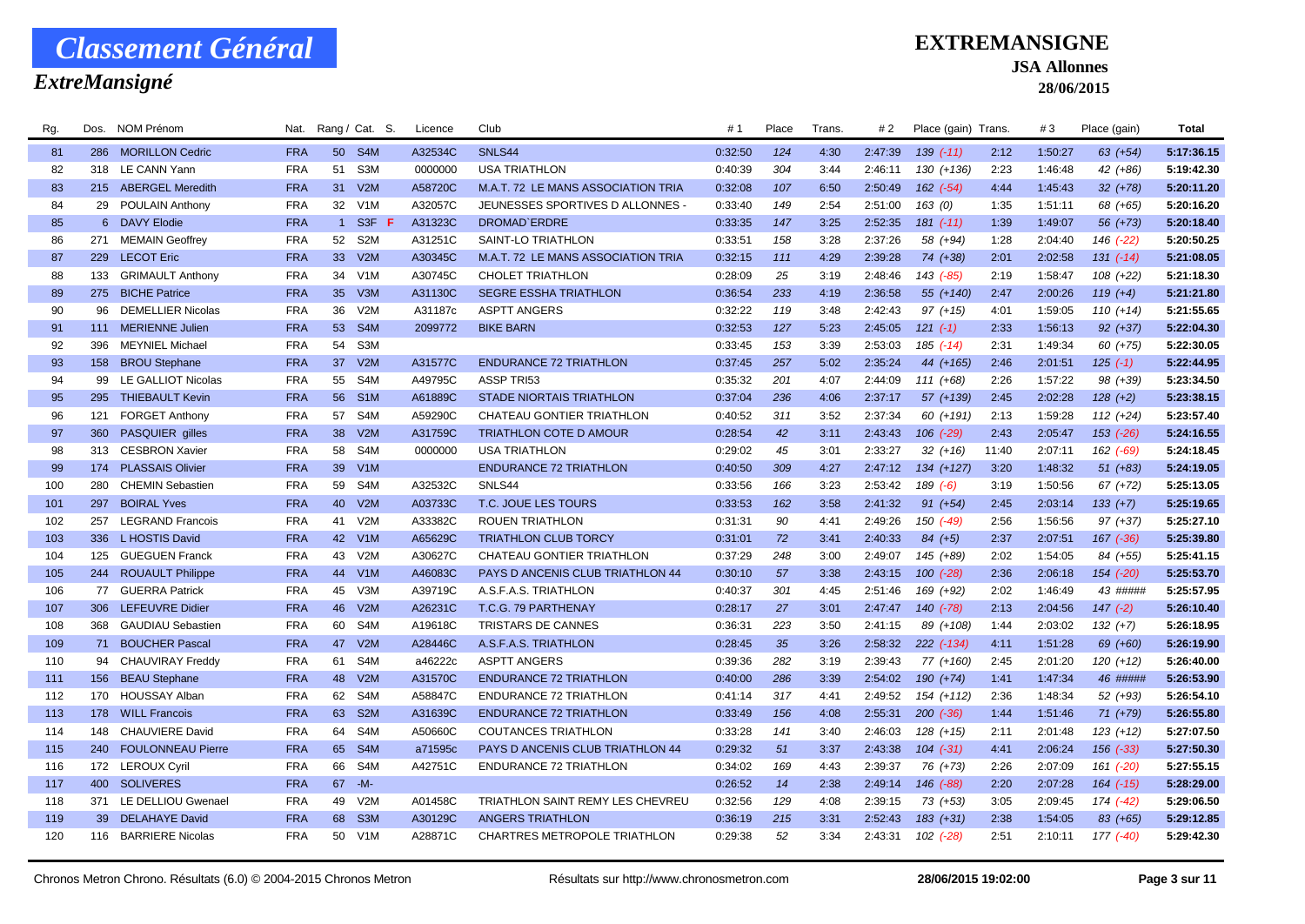# Classement Général

## ExtreMansigné

**EXTREMANSIGNE**

**JSA Allonnes**

**28/06/2015**

| Rg. | Dos. | NOM Prénom | Nat. | Rang / Cat. | | S. | Licence | Club | # 1 | Place | Trans. | # 2 | Place (gain) | Trans. | # 3 | Place (gain) | Total |
|---|---|---|---|---|---|---|---|---|---|---|---|---|---|---|---|---|---|
| 81 | 286 | MORILLON Cedric | FRA | 50 | S4M | | A32534C | SNLS44 | 0:32:50 | 124 | 4:30 | 2:47:39 | 139 (-11) | 2:12 | 1:50:27 | 63 (+54) | 5:17:36.15 |
| 82 | 318 | LE CANN Yann | FRA | 51 | S3M | | 0000000 | USA TRIATHLON | 0:40:39 | 304 | 3:44 | 2:46:11 | 130 (+136) | 2:23 | 1:46:48 | 42 (+86) | 5:19:42.30 |
| 83 | 215 | ABERGEL Meredith | FRA | 31 | V2M | | A58720C | M.A.T. 72 LE MANS ASSOCIATION TRIA | 0:32:08 | 107 | 6:50 | 2:50:49 | 162 (-54) | 4:44 | 1:45:43 | 32 (+78) | 5:20:11.20 |
| 84 | 29 | POULAIN Anthony | FRA | 32 | V1M | | A32057C | JEUNESSES SPORTIVES D ALLONNES - | 0:33:40 | 149 | 2:54 | 2:51:00 | 163 (0) | 1:35 | 1:51:11 | 68 (+65) | 5:20:16.20 |
| 85 | 6 | DAVY Elodie | FRA | 1 | S3F | F | A31323C | DROMAD`ERDRE | 0:33:35 | 147 | 3:25 | 2:52:35 | 181 (-11) | 1:39 | 1:49:07 | 56 (+73) | 5:20:18.40 |
| 86 | 271 | MEMAIN Geoffrey | FRA | 52 | S2M | | A31251C | SAINT-LO TRIATHLON | 0:33:51 | 158 | 3:28 | 2:37:26 | 58 (+94) | 1:28 | 2:04:40 | 146 (-22) | 5:20:50.25 |
| 87 | 229 | LECOT Eric | FRA | 33 | V2M | | A30345C | M.A.T. 72 LE MANS ASSOCIATION TRIA | 0:32:15 | 111 | 4:29 | 2:39:28 | 74 (+38) | 2:01 | 2:02:58 | 131 (-14) | 5:21:08.05 |
| 88 | 133 | GRIMAULT Anthony | FRA | 34 | V1M | | A30745C | CHOLET TRIATHLON | 0:28:09 | 25 | 3:19 | 2:48:46 | 143 (-85) | 2:19 | 1:58:47 | 108 (+22) | 5:21:18.30 |
| 89 | 275 | BICHE Patrice | FRA | 35 | V3M | | A31130C | SEGRE ESSHA TRIATHLON | 0:36:54 | 233 | 4:19 | 2:36:58 | 55 (+140) | 2:47 | 2:00:26 | 119 (+4) | 5:21:21.80 |
| 90 | 96 | DEMELLIER Nicolas | FRA | 36 | V2M | | A31187c | ASPTT ANGERS | 0:32:22 | 119 | 3:48 | 2:42:43 | 97 (+15) | 4:01 | 1:59:05 | 110 (+14) | 5:21:55.65 |
| 91 | 111 | MERIENNE Julien | FRA | 53 | S4M | | 2099772 | BIKE BARN | 0:32:53 | 127 | 5:23 | 2:45:05 | 121 (-1) | 2:33 | 1:56:13 | 92 (+37) | 5:22:04.30 |
| 92 | 396 | MEYNIEL Michael | FRA | 54 | S3M | | | | 0:33:45 | 153 | 3:39 | 2:53:03 | 185 (-14) | 2:31 | 1:49:34 | 60 (+75) | 5:22:30.05 |
| 93 | 158 | BROU Stephane | FRA | 37 | V2M | | A31577C | ENDURANCE 72 TRIATHLON | 0:37:45 | 257 | 5:02 | 2:35:24 | 44 (+165) | 2:46 | 2:01:51 | 125 (-1) | 5:22:44.95 |
| 94 | 99 | LE GALLIOT Nicolas | FRA | 55 | S4M | | A49795C | ASSP TRI53 | 0:35:32 | 201 | 4:07 | 2:44:09 | 111 (+68) | 2:26 | 1:57:22 | 98 (+39) | 5:23:34.50 |
| 95 | 295 | THIEBAULT Kevin | FRA | 56 | S1M | | A61889C | STADE NIORTAIS TRIATHLON | 0:37:04 | 236 | 4:06 | 2:37:17 | 57 (+139) | 2:45 | 2:02:28 | 128 (+2) | 5:23:38.15 |
| 96 | 121 | FORGET Anthony | FRA | 57 | S4M | | A59290C | CHATEAU GONTIER TRIATHLON | 0:40:52 | 311 | 3:52 | 2:37:34 | 60 (+191) | 2:13 | 1:59:28 | 112 (+24) | 5:23:57.40 |
| 97 | 360 | PASQUIER gilles | FRA | 38 | V2M | | A31759C | TRIATHLON COTE D AMOUR | 0:28:54 | 42 | 3:11 | 2:43:43 | 106 (-29) | 2:43 | 2:05:47 | 153 (-26) | 5:24:16.55 |
| 98 | 313 | CESBRON Xavier | FRA | 58 | S4M | | 0000000 | USA TRIATHLON | 0:29:02 | 45 | 3:01 | 2:33:27 | 32 (+16) | 11:40 | 2:07:11 | 162 (-69) | 5:24:18.45 |
| 99 | 174 | PLASSAIS Olivier | FRA | 39 | V1M | | | ENDURANCE 72 TRIATHLON | 0:40:50 | 309 | 4:27 | 2:47:12 | 134 (+127) | 3:20 | 1:48:32 | 51 (+83) | 5:24:19.05 |
| 100 | 280 | CHEMIN Sebastien | FRA | 59 | S4M | | A32532C | SNLS44 | 0:33:56 | 166 | 3:23 | 2:53:42 | 189 (-6) | 3:19 | 1:50:56 | 67 (+72) | 5:25:13.05 |
| 101 | 297 | BOIRAL Yves | FRA | 40 | V2M | | A03733C | T.C. JOUE LES TOURS | 0:33:53 | 162 | 3:58 | 2:41:32 | 91 (+54) | 2:45 | 2:03:14 | 133 (+7) | 5:25:19.65 |
| 102 | 257 | LEGRAND Francois | FRA | 41 | V2M | | A33382C | ROUEN TRIATHLON | 0:31:31 | 90 | 4:41 | 2:49:26 | 150 (-49) | 2:56 | 1:56:56 | 97 (+37) | 5:25:27.10 |
| 103 | 336 | L HOSTIS David | FRA | 42 | V1M | | A65629C | TRIATHLON CLUB TORCY | 0:31:01 | 72 | 3:41 | 2:40:33 | 84 (+5) | 2:37 | 2:07:51 | 167 (-36) | 5:25:39.80 |
| 104 | 125 | GUEGUEN Franck | FRA | 43 | V2M | | A30627C | CHATEAU GONTIER TRIATHLON | 0:37:29 | 248 | 3:00 | 2:49:07 | 145 (+89) | 2:02 | 1:54:05 | 84 (+55) | 5:25:41.15 |
| 105 | 244 | ROUAULT Philippe | FRA | 44 | V1M | | A46083C | PAYS D ANCENIS CLUB TRIATHLON 44 | 0:30:10 | 57 | 3:38 | 2:43:15 | 100 (-28) | 2:36 | 2:06:18 | 154 (-20) | 5:25:53.70 |
| 106 | 77 | GUERRA Patrick | FRA | 45 | V3M | | A39719C | A.S.F.A.S. TRIATHLON | 0:40:37 | 301 | 4:45 | 2:51:46 | 169 (+92) | 2:02 | 1:46:49 | 43 ##### | 5:25:57.95 |
| 107 | 306 | LEFEUVRE Didier | FRA | 46 | V2M | | A26231C | T.C.G. 79 PARTHENAY | 0:28:17 | 27 | 3:01 | 2:47:47 | 140 (-78) | 2:13 | 2:04:56 | 147 (-2) | 5:26:10.40 |
| 108 | 368 | GAUDIAU Sebastien | FRA | 60 | S4M | | A19618C | TRISTARS DE CANNES | 0:36:31 | 223 | 3:50 | 2:41:15 | 89 (+108) | 1:44 | 2:03:02 | 132 (+7) | 5:26:18.95 |
| 109 | 71 | BOUCHER Pascal | FRA | 47 | V2M | | A28446C | A.S.F.A.S. TRIATHLON | 0:28:45 | 35 | 3:26 | 2:58:32 | 222 (-134) | 4:11 | 1:51:28 | 69 (+60) | 5:26:19.90 |
| 110 | 94 | CHAUVIRAY Freddy | FRA | 61 | S4M | | a46222c | ASPTT ANGERS | 0:39:36 | 282 | 3:19 | 2:39:43 | 77 (+160) | 2:45 | 2:01:20 | 120 (+12) | 5:26:40.00 |
| 111 | 156 | BEAU Stephane | FRA | 48 | V2M | | A31570C | ENDURANCE 72 TRIATHLON | 0:40:00 | 286 | 3:39 | 2:54:02 | 190 (+74) | 1:41 | 1:47:34 | 46 ##### | 5:26:53.90 |
| 112 | 170 | HOUSSAY Alban | FRA | 62 | S4M | | A58847C | ENDURANCE 72 TRIATHLON | 0:41:14 | 317 | 4:41 | 2:49:52 | 154 (+112) | 2:36 | 1:48:34 | 52 (+93) | 5:26:54.10 |
| 113 | 178 | WILL Francois | FRA | 63 | S2M | | A31639C | ENDURANCE 72 TRIATHLON | 0:33:49 | 156 | 4:08 | 2:55:31 | 200 (-36) | 1:44 | 1:51:46 | 71 (+79) | 5:26:55.80 |
| 114 | 148 | CHAUVIERE David | FRA | 64 | S4M | | A50660C | COUTANCES TRIATHLON | 0:33:28 | 141 | 3:40 | 2:46:03 | 128 (+15) | 2:11 | 2:01:48 | 123 (+12) | 5:27:07.50 |
| 115 | 240 | FOULONNEAU Pierre | FRA | 65 | S4M | | a71595c | PAYS D ANCENIS CLUB TRIATHLON 44 | 0:29:32 | 51 | 3:37 | 2:43:38 | 104 (-31) | 4:41 | 2:06:24 | 156 (-33) | 5:27:50.30 |
| 116 | 172 | LEROUX Cyril | FRA | 66 | S4M | | A42751C | ENDURANCE 72 TRIATHLON | 0:34:02 | 169 | 4:43 | 2:39:37 | 76 (+73) | 2:26 | 2:07:09 | 161 (-20) | 5:27:55.15 |
| 117 | 400 | SOLIVERES | FRA | 67 | -M- | | | | 0:26:52 | 14 | 2:38 | 2:49:14 | 146 (-88) | 2:20 | 2:07:28 | 164 (-15) | 5:28:29.00 |
| 118 | 371 | LE DELLIOU Gwenael | FRA | 49 | V2M | | A01458C | TRIATHLON SAINT REMY LES CHEVREU | 0:32:56 | 129 | 4:08 | 2:39:15 | 73 (+53) | 3:05 | 2:09:45 | 174 (-42) | 5:29:06.50 |
| 119 | 39 | DELAHAYE David | FRA | 68 | S3M | | A30129C | ANGERS TRIATHLON | 0:36:19 | 215 | 3:31 | 2:52:43 | 183 (+31) | 2:38 | 1:54:05 | 83 (+65) | 5:29:12.85 |
| 120 | 116 | BARRIERE Nicolas | FRA | 50 | V1M | | A28871C | CHARTRES METROPOLE TRIATHLON | 0:29:38 | 52 | 3:34 | 2:43:31 | 102 (-28) | 2:51 | 2:10:11 | 177 (-40) | 5:29:42.30 |

Chronos Metron Chrono. Résultats (6.0) © 2004-2015 Chronos Metron — Résultats sur http://www.chronosmetron.com — 28/06/2015 19:02:00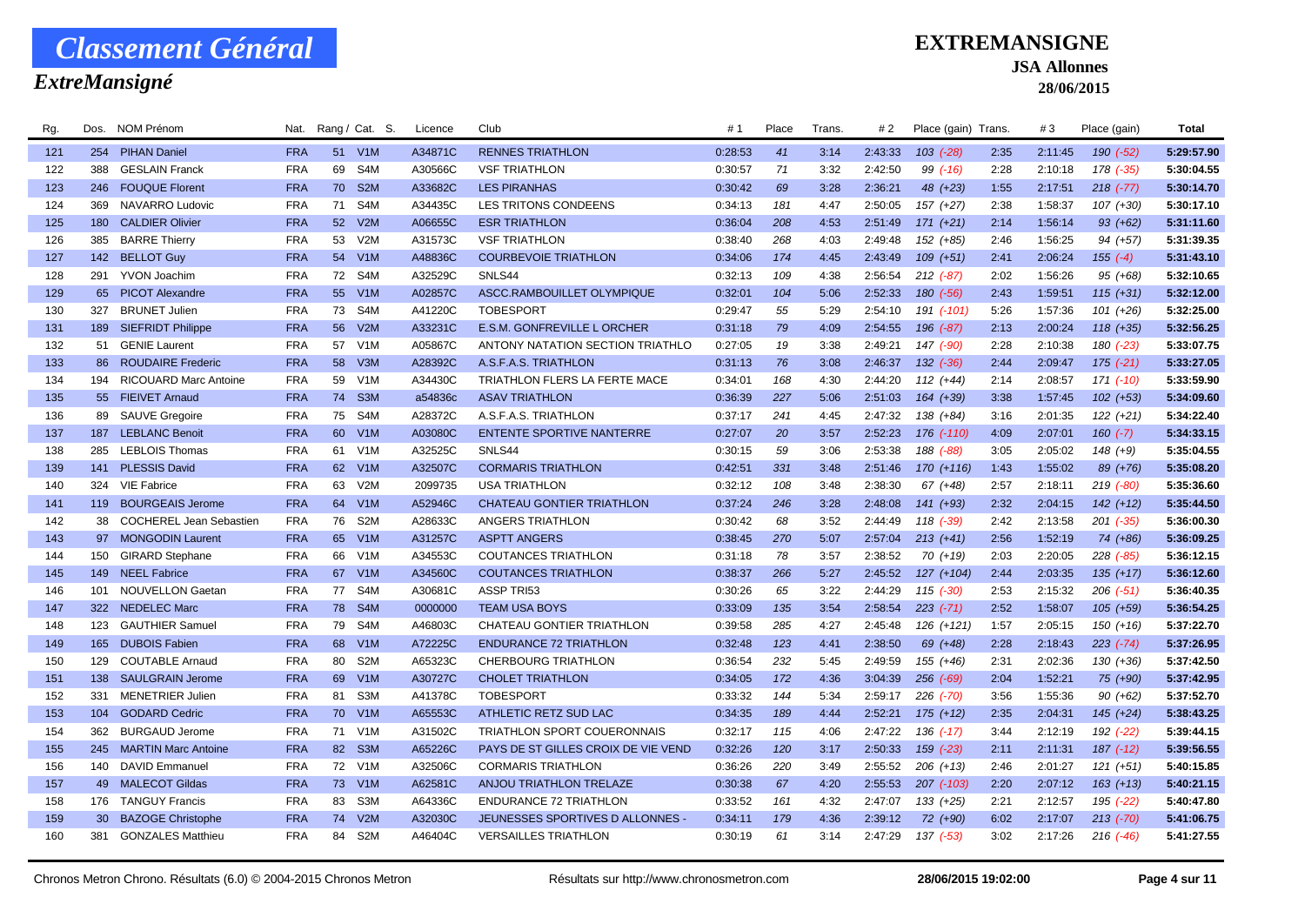# Classement Général

## ExtreMansigné

**EXTREMANSIGNE**

**JSA Allonnes**

**28/06/2015**

| Rg. | Dos. | NOM Prénom | Nat. | Rang / Cat. | S. | Licence | Club | # 1 | Place | Trans. | # 2 | Place (gain) | Trans. | # 3 | Place (gain) | Total |
|---|---|---|---|---|---|---|---|---|---|---|---|---|---|---|---|---|
| 121 | 254 | PIHAN Daniel | FRA | 51 | V1M | A34871C | RENNES TRIATHLON | 0:28:53 | 41 | 3:14 | 2:43:33 | 103 (-28) | 2:35 | 2:11:45 | 190 (-52) | 5:29:57.90 |
| 122 | 388 | GESLAIN Franck | FRA | 69 | S4M | A30566C | VSF TRIATHLON | 0:30:57 | 71 | 3:32 | 2:42:50 | 99 (-16) | 2:28 | 2:10:18 | 178 (-35) | 5:30:04.55 |
| 123 | 246 | FOUQUE Florent | FRA | 70 | S2M | A33682C | LES PIRANHAS | 0:30:42 | 69 | 3:28 | 2:36:21 | 48 (+23) | 1:55 | 2:17:51 | 218 (-77) | 5:30:14.70 |
| 124 | 369 | NAVARRO Ludovic | FRA | 71 | S4M | A34435C | LES TRITONS CONDEENS | 0:34:13 | 181 | 4:47 | 2:50:05 | 157 (+27) | 2:38 | 1:58:37 | 107 (+30) | 5:30:17.10 |
| 125 | 180 | CALDIER Olivier | FRA | 52 | V2M | A06655C | ESR TRIATHLON | 0:36:04 | 208 | 4:53 | 2:51:49 | 171 (+21) | 2:14 | 1:56:14 | 93 (+62) | 5:31:11.60 |
| 126 | 385 | BARRE Thierry | FRA | 53 | V2M | A31573C | VSF TRIATHLON | 0:38:40 | 268 | 4:03 | 2:49:48 | 152 (+85) | 2:46 | 1:56:25 | 94 (+57) | 5:31:39.35 |
| 127 | 142 | BELLOT Guy | FRA | 54 | V1M | A48836C | COURBEVOIE TRIATHLON | 0:34:06 | 174 | 4:45 | 2:43:49 | 109 (+51) | 2:41 | 2:06:24 | 155 (-4) | 5:31:43.10 |
| 128 | 291 | YVON Joachim | FRA | 72 | S4M | A32529C | SNLS44 | 0:32:13 | 109 | 4:38 | 2:56:54 | 212 (-87) | 2:02 | 1:56:26 | 95 (+68) | 5:32:10.65 |
| 129 | 65 | PICOT Alexandre | FRA | 55 | V1M | A02857C | ASCC.RAMBOUILLET OLYMPIQUE | 0:32:01 | 104 | 5:06 | 2:52:33 | 180 (-56) | 2:43 | 1:59:51 | 115 (+31) | 5:32:12.00 |
| 130 | 327 | BRUNET Julien | FRA | 73 | S4M | A41220C | TOBESPORT | 0:29:47 | 55 | 5:29 | 2:54:10 | 191 (-101) | 5:26 | 1:57:36 | 101 (+26) | 5:32:25.00 |
| 131 | 189 | SIEFRIDT Philippe | FRA | 56 | V2M | A33231C | E.S.M. GONFREVILLE L ORCHER | 0:31:18 | 79 | 4:09 | 2:54:55 | 196 (-87) | 2:13 | 2:00:24 | 118 (+35) | 5:32:56.25 |
| 132 | 51 | GENIE Laurent | FRA | 57 | V1M | A05867C | ANTONY NATATION SECTION TRIATHLO | 0:27:05 | 19 | 3:38 | 2:49:21 | 147 (-90) | 2:28 | 2:10:38 | 180 (-23) | 5:33:07.75 |
| 133 | 86 | ROUDAIRE Frederic | FRA | 58 | V3M | A28392C | A.S.F.A.S. TRIATHLON | 0:31:13 | 76 | 3:08 | 2:46:37 | 132 (-36) | 2:44 | 2:09:47 | 175 (-21) | 5:33:27.05 |
| 134 | 194 | RICOUARD Marc Antoine | FRA | 59 | V1M | A34430C | TRIATHLON FLERS LA FERTE MACE | 0:34:01 | 168 | 4:30 | 2:44:20 | 112 (+44) | 2:14 | 2:08:57 | 171 (-10) | 5:33:59.90 |
| 135 | 55 | FIEIVET Arnaud | FRA | 74 | S3M | a54836c | ASAV TRIATHLON | 0:36:39 | 227 | 5:06 | 2:51:03 | 164 (+39) | 3:38 | 1:57:45 | 102 (+53) | 5:34:09.60 |
| 136 | 89 | SAUVE Gregoire | FRA | 75 | S4M | A28372C | A.S.F.A.S. TRIATHLON | 0:37:17 | 241 | 4:45 | 2:47:32 | 138 (+84) | 3:16 | 2:01:35 | 122 (+21) | 5:34:22.40 |
| 137 | 187 | LEBLANC Benoit | FRA | 60 | V1M | A03080C | ENTENTE SPORTIVE NANTERRE | 0:27:07 | 20 | 3:57 | 2:52:23 | 176 (-110) | 4:09 | 2:07:01 | 160 (-7) | 5:34:33.15 |
| 138 | 285 | LEBLOIS Thomas | FRA | 61 | V1M | A32525C | SNLS44 | 0:30:15 | 59 | 3:06 | 2:53:38 | 188 (-88) | 3:05 | 2:05:02 | 148 (+9) | 5:35:04.55 |
| 139 | 141 | PLESSIS David | FRA | 62 | V1M | A32507C | CORMARIS TRIATHLON | 0:42:51 | 331 | 3:48 | 2:51:46 | 170 (+116) | 1:43 | 1:55:02 | 89 (+76) | 5:35:08.20 |
| 140 | 324 | VIE Fabrice | FRA | 63 | V2M | 2099735 | USA TRIATHLON | 0:32:12 | 108 | 3:48 | 2:38:30 | 67 (+48) | 2:57 | 2:18:11 | 219 (-80) | 5:35:36.60 |
| 141 | 119 | BOURGEAIS Jerome | FRA | 64 | V1M | A52946C | CHATEAU GONTIER TRIATHLON | 0:37:24 | 246 | 3:28 | 2:48:08 | 141 (+93) | 2:32 | 2:04:15 | 142 (+12) | 5:35:44.50 |
| 142 | 38 | COCHEREL Jean Sebastien | FRA | 76 | S2M | A28633C | ANGERS TRIATHLON | 0:30:42 | 68 | 3:52 | 2:44:49 | 118 (-39) | 2:42 | 2:13:58 | 201 (-35) | 5:36:00.30 |
| 143 | 97 | MONGODIN Laurent | FRA | 65 | V1M | A31257C | ASPTT ANGERS | 0:38:45 | 270 | 5:07 | 2:57:04 | 213 (+41) | 2:56 | 1:52:19 | 74 (+86) | 5:36:09.25 |
| 144 | 150 | GIRARD Stephane | FRA | 66 | V1M | A34553C | COUTANCES TRIATHLON | 0:31:18 | 78 | 3:57 | 2:38:52 | 70 (+19) | 2:03 | 2:20:05 | 228 (-85) | 5:36:12.15 |
| 145 | 149 | NEEL Fabrice | FRA | 67 | V1M | A34560C | COUTANCES TRIATHLON | 0:38:37 | 266 | 5:27 | 2:45:52 | 127 (+104) | 2:44 | 2:03:35 | 135 (+17) | 5:36:12.60 |
| 146 | 101 | NOUVELLON Gaetan | FRA | 77 | S4M | A30681C | ASSP TRI53 | 0:30:26 | 65 | 3:22 | 2:44:29 | 115 (-30) | 2:53 | 2:15:32 | 206 (-51) | 5:36:40.35 |
| 147 | 322 | NEDELEC Marc | FRA | 78 | S4M | 0000000 | TEAM USA BOYS | 0:33:09 | 135 | 3:54 | 2:58:54 | 223 (-71) | 2:52 | 1:58:07 | 105 (+59) | 5:36:54.25 |
| 148 | 123 | GAUTHIER Samuel | FRA | 79 | S4M | A46803C | CHATEAU GONTIER TRIATHLON | 0:39:58 | 285 | 4:27 | 2:45:48 | 126 (+121) | 1:57 | 2:05:15 | 150 (+16) | 5:37:22.70 |
| 149 | 165 | DUBOIS Fabien | FRA | 68 | V1M | A72225C | ENDURANCE 72 TRIATHLON | 0:32:48 | 123 | 4:41 | 2:38:50 | 69 (+48) | 2:28 | 2:18:43 | 223 (-74) | 5:37:26.95 |
| 150 | 129 | COUTABLE Arnaud | FRA | 80 | S2M | A65323C | CHERBOURG TRIATHLON | 0:36:54 | 232 | 5:45 | 2:49:59 | 155 (+46) | 2:31 | 2:02:36 | 130 (+36) | 5:37:42.50 |
| 151 | 138 | SAULGRAIN Jerome | FRA | 69 | V1M | A30727C | CHOLET TRIATHLON | 0:34:05 | 172 | 4:36 | 3:04:39 | 256 (-69) | 2:04 | 1:52:21 | 75 (+90) | 5:37:42.95 |
| 152 | 331 | MENETRIER Julien | FRA | 81 | S3M | A41378C | TOBESPORT | 0:33:32 | 144 | 5:34 | 2:59:17 | 226 (-70) | 3:56 | 1:55:36 | 90 (+62) | 5:37:52.70 |
| 153 | 104 | GODARD Cedric | FRA | 70 | V1M | A65553C | ATHLETIC RETZ SUD LAC | 0:34:35 | 189 | 4:44 | 2:52:21 | 175 (+12) | 2:35 | 2:04:31 | 145 (+24) | 5:38:43.25 |
| 154 | 362 | BURGAUD Jerome | FRA | 71 | V1M | A31502C | TRIATHLON SPORT COUERONNAIS | 0:32:17 | 115 | 4:06 | 2:47:22 | 136 (-17) | 3:44 | 2:12:19 | 192 (-22) | 5:39:44.15 |
| 155 | 245 | MARTIN Marc Antoine | FRA | 82 | S3M | A65226C | PAYS DE ST GILLES CROIX DE VIE VEND | 0:32:26 | 120 | 3:17 | 2:50:33 | 159 (-23) | 2:11 | 2:11:31 | 187 (-12) | 5:39:56.55 |
| 156 | 140 | DAVID Emmanuel | FRA | 72 | V1M | A32506C | CORMARIS TRIATHLON | 0:36:26 | 220 | 3:49 | 2:55:52 | 206 (+13) | 2:46 | 2:01:27 | 121 (+51) | 5:40:15.85 |
| 157 | 49 | MALECOT Gildas | FRA | 73 | V1M | A62581C | ANJOU TRIATHLON TRELAZE | 0:30:38 | 67 | 4:20 | 2:55:53 | 207 (-103) | 2:20 | 2:07:12 | 163 (+13) | 5:40:21.15 |
| 158 | 176 | TANGUY Francis | FRA | 83 | S3M | A64336C | ENDURANCE 72 TRIATHLON | 0:33:52 | 161 | 4:32 | 2:47:07 | 133 (+25) | 2:21 | 2:12:57 | 195 (-22) | 5:40:47.80 |
| 159 | 30 | BAZOGE Christophe | FRA | 74 | V2M | A32030C | JEUNESSES SPORTIVES D ALLONNES - | 0:34:11 | 179 | 4:36 | 2:39:12 | 72 (+90) | 6:02 | 2:17:07 | 213 (-70) | 5:41:06.75 |
| 160 | 381 | GONZALES Matthieu | FRA | 84 | S2M | A46404C | VERSAILLES TRIATHLON | 0:30:19 | 61 | 3:14 | 2:47:29 | 137 (-53) | 3:02 | 2:17:26 | 216 (-46) | 5:41:27.55 |

Chronos Metron Chrono. Résultats (6.0) © 2004-2015 Chronos Metron — Résultats sur http://www.chronosmetron.com — 28/06/2015 19:02:00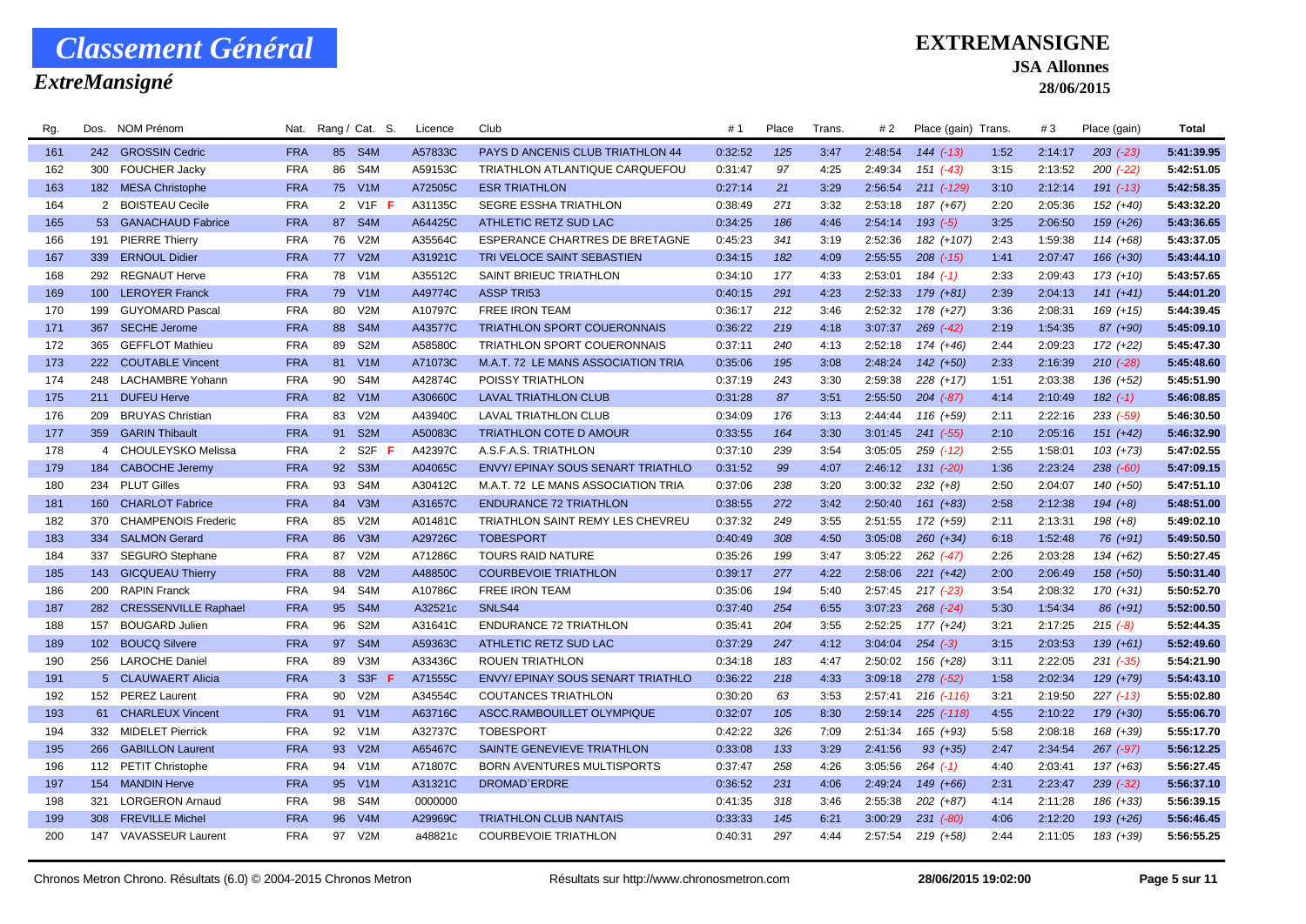# Classement Général

*ExtreMansigné*

**EXTREMANSIGNE**

**JSA Allonnes**

**28/06/2015**

| Rg. | Dos. | NOM Prénom | Nat. | Rang / Cat. | S. | Licence | Club | # 1 | Place | Trans. | # 2 | Place (gain) | Trans. | # 3 | Place (gain) | Total |
|---|---|---|---|---|---|---|---|---|---|---|---|---|---|---|---|---|
| 161 | 242 | GROSSIN Cedric | FRA | 85 S4M | | A57833C | PAYS D ANCENIS CLUB TRIATHLON 44 | 0:32:52 | 125 | 3:47 | 2:48:54 | 144 (-13) | 1:52 | 2:14:17 | 203 (-23) | 5:41:39.95 |
| 162 | 300 | FOUCHER Jacky | FRA | 86 S4M | | A59153C | TRIATHLON ATLANTIQUE CARQUEFOU | 0:31:47 | 97 | 4:25 | 2:49:34 | 151 (-43) | 3:15 | 2:13:52 | 200 (-22) | 5:42:51.05 |
| 163 | 182 | MESA Christophe | FRA | 75 V1M | | A72505C | ESR TRIATHLON | 0:27:14 | 21 | 3:29 | 2:56:54 | 211 (-129) | 3:10 | 2:12:14 | 191 (-13) | 5:42:58.35 |
| 164 | 2 | BOISTEAU Cecile | FRA | 2 V1F | F | A31135C | SEGRE ESSHA TRIATHLON | 0:38:49 | 271 | 3:32 | 2:53:18 | 187 (+67) | 2:20 | 2:05:36 | 152 (+40) | 5:43:32.20 |
| 165 | 53 | GANACHAUD Fabrice | FRA | 87 S4M | | A64425C | ATHLETIC RETZ SUD LAC | 0:34:25 | 186 | 4:46 | 2:54:14 | 193 (-5) | 3:25 | 2:06:50 | 159 (+26) | 5:43:36.65 |
| 166 | 191 | PIERRE Thierry | FRA | 76 V2M | | A35564C | ESPERANCE CHARTRES DE BRETAGNE | 0:45:23 | 341 | 3:19 | 2:52:36 | 182 (+107) | 2:43 | 1:59:38 | 114 (+68) | 5:43:37.05 |
| 167 | 339 | ERNOUL Didier | FRA | 77 V2M | | A31921C | TRI VELOCE SAINT SEBASTIEN | 0:34:15 | 182 | 4:09 | 2:55:55 | 208 (-15) | 1:41 | 2:07:47 | 166 (+30) | 5:43:44.10 |
| 168 | 292 | REGNAUT Herve | FRA | 78 V1M | | A35512C | SAINT BRIEUC TRIATHLON | 0:34:10 | 177 | 4:33 | 2:53:01 | 184 (-1) | 2:33 | 2:09:43 | 173 (+10) | 5:43:57.65 |
| 169 | 100 | LEROYER Franck | FRA | 79 V1M | | A49774C | ASSP TRI53 | 0:40:15 | 291 | 4:23 | 2:52:33 | 179 (+81) | 2:39 | 2:04:13 | 141 (+41) | 5:44:01.20 |
| 170 | 199 | GUYOMARD Pascal | FRA | 80 V2M | | A10797C | FREE IRON TEAM | 0:36:17 | 212 | 3:46 | 2:52:32 | 178 (+27) | 3:36 | 2:08:31 | 169 (+15) | 5:44:39.45 |
| 171 | 367 | SECHE Jerome | FRA | 88 S4M | | A43577C | TRIATHLON SPORT COUERONNAIS | 0:36:22 | 219 | 4:18 | 3:07:37 | 269 (-42) | 2:19 | 1:54:35 | 87 (+90) | 5:45:09.10 |
| 172 | 365 | GEFFLOT Mathieu | FRA | 89 S2M | | A58580C | TRIATHLON SPORT COUERONNAIS | 0:37:11 | 240 | 4:13 | 2:52:18 | 174 (+46) | 2:44 | 2:09:23 | 172 (+22) | 5:45:47.30 |
| 173 | 222 | COUTABLE Vincent | FRA | 81 V1M | | A71073C | M.A.T. 72 LE MANS ASSOCIATION TRIA | 0:35:06 | 195 | 3:08 | 2:48:24 | 142 (+50) | 2:33 | 2:16:39 | 210 (-28) | 5:45:48.60 |
| 174 | 248 | LACHAMBRE Yohann | FRA | 90 S4M | | A42874C | POISSY TRIATHLON | 0:37:19 | 243 | 3:30 | 2:59:38 | 228 (+17) | 1:51 | 2:03:38 | 136 (+52) | 5:45:51.90 |
| 175 | 211 | DUFEU Herve | FRA | 82 V1M | | A30660C | LAVAL TRIATHLON CLUB | 0:31:28 | 87 | 3:51 | 2:55:50 | 204 (-87) | 4:14 | 2:10:49 | 182 (-1) | 5:46:08.85 |
| 176 | 209 | BRUYAS Christian | FRA | 83 V2M | | A43940C | LAVAL TRIATHLON CLUB | 0:34:09 | 176 | 3:13 | 2:44:44 | 116 (+59) | 2:11 | 2:22:16 | 233 (-59) | 5:46:30.50 |
| 177 | 359 | GARIN Thibault | FRA | 91 S2M | | A50083C | TRIATHLON COTE D AMOUR | 0:33:55 | 164 | 3:30 | 3:01:45 | 241 (-55) | 2:10 | 2:05:16 | 151 (+42) | 5:46:32.90 |
| 178 | 4 | CHOULEYSKO Melissa | FRA | 2 S2F | F | A42397C | A.S.F.A.S. TRIATHLON | 0:37:10 | 239 | 3:54 | 3:05:05 | 259 (-12) | 2:55 | 1:58:01 | 103 (+73) | 5:47:02.55 |
| 179 | 184 | CABOCHE Jeremy | FRA | 92 S3M | | A04065C | ENVY/ EPINAY SOUS SENART TRIATHLO | 0:31:52 | 99 | 4:07 | 2:46:12 | 131 (-20) | 1:36 | 2:23:24 | 238 (-60) | 5:47:09.15 |
| 180 | 234 | PLUT Gilles | FRA | 93 S4M | | A30412C | M.A.T. 72 LE MANS ASSOCIATION TRIA | 0:37:06 | 238 | 3:20 | 3:00:32 | 232 (+8) | 2:50 | 2:04:07 | 140 (+50) | 5:47:51.10 |
| 181 | 160 | CHARLOT Fabrice | FRA | 84 V3M | | A31657C | ENDURANCE 72 TRIATHLON | 0:38:55 | 272 | 3:42 | 2:50:40 | 161 (+83) | 2:58 | 2:12:38 | 194 (+8) | 5:48:51.00 |
| 182 | 370 | CHAMPENOIS Frederic | FRA | 85 V2M | | A01481C | TRIATHLON SAINT REMY LES CHEVREU | 0:37:32 | 249 | 3:55 | 2:51:55 | 172 (+59) | 2:11 | 2:13:31 | 198 (+8) | 5:49:02.10 |
| 183 | 334 | SALMON Gerard | FRA | 86 V3M | | A29726C | TOBESPORT | 0:40:49 | 308 | 4:50 | 3:05:08 | 260 (+34) | 6:18 | 1:52:48 | 76 (+91) | 5:49:50.50 |
| 184 | 337 | SEGURO Stephane | FRA | 87 V2M | | A71286C | TOURS RAID NATURE | 0:35:26 | 199 | 3:47 | 3:05:22 | 262 (-47) | 2:26 | 2:03:28 | 134 (+62) | 5:50:27.45 |
| 185 | 143 | GICQUEAU Thierry | FRA | 88 V2M | | A48850C | COURBEVOIE TRIATHLON | 0:39:17 | 277 | 4:22 | 2:58:06 | 221 (+42) | 2:00 | 2:06:49 | 158 (+50) | 5:50:31.40 |
| 186 | 200 | RAPIN Franck | FRA | 94 S4M | | A10786C | FREE IRON TEAM | 0:35:06 | 194 | 5:40 | 2:57:45 | 217 (-23) | 3:54 | 2:08:32 | 170 (+31) | 5:50:52.70 |
| 187 | 282 | CRESSENVILLE Raphael | FRA | 95 S4M | | A32521c | SNLS44 | 0:37:40 | 254 | 6:55 | 3:07:23 | 268 (-24) | 5:30 | 1:54:34 | 86 (+91) | 5:52:00.50 |
| 188 | 157 | BOUGARD Julien | FRA | 96 S2M | | A31641C | ENDURANCE 72 TRIATHLON | 0:35:41 | 204 | 3:55 | 2:52:25 | 177 (+24) | 3:21 | 2:17:25 | 215 (-8) | 5:52:44.35 |
| 189 | 102 | BOUCQ Silvere | FRA | 97 S4M | | A59363C | ATHLETIC RETZ SUD LAC | 0:37:29 | 247 | 4:12 | 3:04:04 | 254 (-3) | 3:15 | 2:03:53 | 139 (+61) | 5:52:49.60 |
| 190 | 256 | LAROCHE Daniel | FRA | 89 V3M | | A33436C | ROUEN TRIATHLON | 0:34:18 | 183 | 4:47 | 2:50:02 | 156 (+28) | 3:11 | 2:22:05 | 231 (-35) | 5:54:21.90 |
| 191 | 5 | CLAUWAERT Alicia | FRA | 3 S3F | F | A71555C | ENVY/ EPINAY SOUS SENART TRIATHLO | 0:36:22 | 218 | 4:33 | 3:09:18 | 278 (-52) | 1:58 | 2:02:34 | 129 (+79) | 5:54:43.10 |
| 192 | 152 | PEREZ Laurent | FRA | 90 V2M | | A34554C | COUTANCES TRIATHLON | 0:30:20 | 63 | 3:53 | 2:57:41 | 216 (-116) | 3:21 | 2:19:50 | 227 (-13) | 5:55:02.80 |
| 193 | 61 | CHARLEUX Vincent | FRA | 91 V1M | | A63716C | ASCC.RAMBOUILLET OLYMPIQUE | 0:32:07 | 105 | 8:30 | 2:59:14 | 225 (-118) | 4:55 | 2:10:22 | 179 (+30) | 5:55:06.70 |
| 194 | 332 | MIDELET Pierrick | FRA | 92 V1M | | A32737C | TOBESPORT | 0:42:22 | 326 | 7:09 | 2:51:34 | 165 (+93) | 5:58 | 2:08:18 | 168 (+39) | 5:55:17.70 |
| 195 | 266 | GABILLON Laurent | FRA | 93 V2M | | A65467C | SAINTE GENEVIEVE TRIATHLON | 0:33:08 | 133 | 3:29 | 2:41:56 | 93 (+35) | 2:47 | 2:34:54 | 267 (-97) | 5:56:12.25 |
| 196 | 112 | PETIT Christophe | FRA | 94 V1M | | A71807C | BORN AVENTURES MULTISPORTS | 0:37:47 | 258 | 4:26 | 3:05:56 | 264 (-1) | 4:40 | 2:03:41 | 137 (+63) | 5:56:27.45 |
| 197 | 154 | MANDIN Herve | FRA | 95 V1M | | A31321C | DROMAD`ERDRE | 0:36:52 | 231 | 4:06 | 2:49:24 | 149 (+66) | 2:31 | 2:23:47 | 239 (-32) | 5:56:37.10 |
| 198 | 321 | LORGERON Arnaud | FRA | 98 S4M | | 0000000 | | 0:41:35 | 318 | 3:46 | 2:55:38 | 202 (+87) | 4:14 | 2:11:28 | 186 (+33) | 5:56:39.15 |
| 199 | 308 | FREVILLE Michel | FRA | 96 V4M | | A29969C | TRIATHLON CLUB NANTAIS | 0:33:33 | 145 | 6:21 | 3:00:29 | 231 (-80) | 4:06 | 2:12:20 | 193 (+26) | 5:56:46.45 |
| 200 | 147 | VAVASSEUR Laurent | FRA | 97 V2M | | a48821c | COURBEVOIE TRIATHLON | 0:40:31 | 297 | 4:44 | 2:57:54 | 219 (+58) | 2:44 | 2:11:05 | 183 (+39) | 5:56:55.25 |

Chronos Metron Chrono. Résultats (6.0) © 2004-2015 Chronos Metron — Résultats sur http://www.chronosmetron.com — 28/06/2015 19:02:00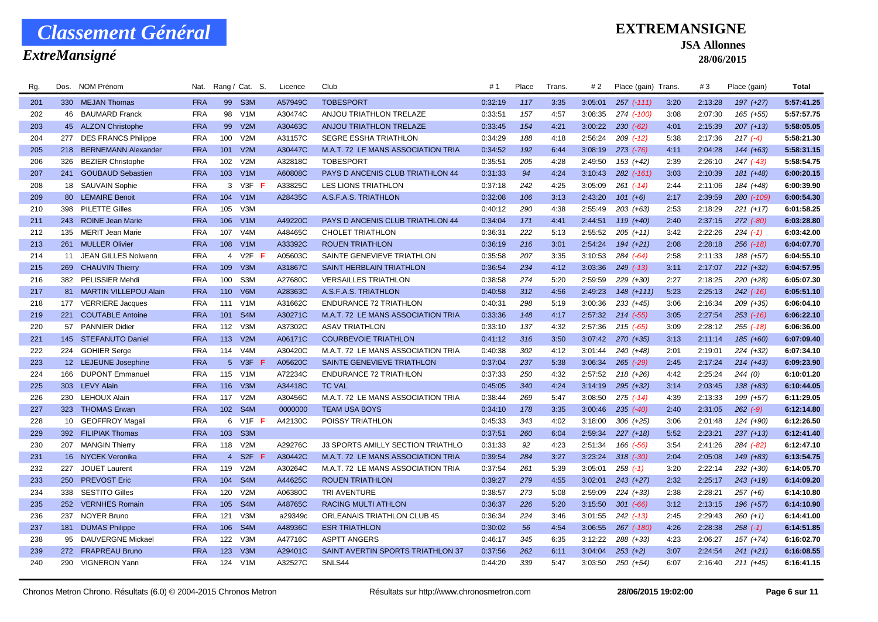# Classement Général

## ExtreMansigné

**EXTREMANSIGNE**

**JSA Allonnes**

**28/06/2015**

| Rg. | Dos. | NOM Prénom | Nat. | Rang / Cat. | S. | Licence | Club | # 1 | Place | Trans. | # 2 | Place (gain) | Trans. | # 3 | Place (gain) | Total |
|---|---|---|---|---|---|---|---|---|---|---|---|---|---|---|---|---|
| 201 | 330 | MEJAN Thomas | FRA | 99 S3M | | A57949C | TOBESPORT | 0:32:19 | 117 | 3:35 | 3:05:01 | 257 (-111) | 3:20 | 2:13:28 | 197 (+27) | 5:57:41.25 |
| 202 | 46 | BAUMARD Franck | FRA | 98 V1M | | A30474C | ANJOU TRIATHLON TRELAZE | 0:33:51 | 157 | 4:57 | 3:08:35 | 274 (-100) | 3:08 | 2:07:30 | 165 (+55) | 5:57:57.75 |
| 203 | 45 | ALZON Christophe | FRA | 99 V2M | | A30463C | ANJOU TRIATHLON TRELAZE | 0:33:45 | 154 | 4:21 | 3:00:22 | 230 (-62) | 4:01 | 2:15:39 | 207 (+13) | 5:58:05.05 |
| 204 | 277 | DES FRANCS Philippe | FRA | 100 V2M | | A31157C | SEGRE ESSHA TRIATHLON | 0:34:29 | 188 | 4:18 | 2:56:24 | 209 (-12) | 5:38 | 2:17:36 | 217 (-4) | 5:58:21.30 |
| 205 | 218 | BERNEMANN Alexander | FRA | 101 V2M | | A30447C | M.A.T. 72 LE MANS ASSOCIATION TRIA | 0:34:52 | 192 | 6:44 | 3:08:19 | 273 (-76) | 4:11 | 2:04:28 | 144 (+63) | 5:58:31.15 |
| 206 | 326 | BEZIER Christophe | FRA | 102 V2M | | A32818C | TOBESPORT | 0:35:51 | 205 | 4:28 | 2:49:50 | 153 (+42) | 2:39 | 2:26:10 | 247 (-43) | 5:58:54.75 |
| 207 | 241 | GOUBAUD Sebastien | FRA | 103 V1M | | A60808C | PAYS D ANCENIS CLUB TRIATHLON 44 | 0:31:33 | 94 | 4:24 | 3:10:43 | 282 (-161) | 3:03 | 2:10:39 | 181 (+48) | 6:00:20.15 |
| 208 | 18 | SAUVAIN Sophie | FRA | 3 V3F | F | A33825C | LES LIONS TRIATHLON | 0:37:18 | 242 | 4:25 | 3:05:09 | 261 (-14) | 2:44 | 2:11:06 | 184 (+48) | 6:00:39.90 |
| 209 | 80 | LEMAIRE Benoit | FRA | 104 V1M | | A28435C | A.S.F.A.S. TRIATHLON | 0:32:08 | 106 | 3:13 | 2:43:20 | 101 (+6) | 2:17 | 2:39:59 | 280 (-109) | 6:00:54.30 |
| 210 | 398 | PILETTE Gilles | FRA | 105 V3M | | | | 0:40:12 | 290 | 4:38 | 2:55:49 | 203 (+63) | 2:53 | 2:18:29 | 221 (+17) | 6:01:58.25 |
| 211 | 243 | ROINE Jean Marie | FRA | 106 V1M | | A49220C | PAYS D ANCENIS CLUB TRIATHLON 44 | 0:34:04 | 171 | 4:41 | 2:44:51 | 119 (+40) | 2:40 | 2:37:15 | 272 (-80) | 6:03:28.80 |
| 212 | 135 | MERIT Jean Marie | FRA | 107 V4M | | A48465C | CHOLET TRIATHLON | 0:36:31 | 222 | 5:13 | 2:55:52 | 205 (+11) | 3:42 | 2:22:26 | 234 (-1) | 6:03:42.00 |
| 213 | 261 | MULLER Olivier | FRA | 108 V1M | | A33392C | ROUEN TRIATHLON | 0:36:19 | 216 | 3:01 | 2:54:24 | 194 (+21) | 2:08 | 2:28:18 | 256 (-18) | 6:04:07.70 |
| 214 | 11 | JEAN GILLES Nolwenn | FRA | 4 V2F | F | A05603C | SAINTE GENEVIEVE TRIATHLON | 0:35:58 | 207 | 3:35 | 3:10:53 | 284 (-64) | 2:58 | 2:11:33 | 188 (+57) | 6:04:55.10 |
| 215 | 269 | CHAUVIN Thierry | FRA | 109 V3M | | A31867C | SAINT HERBLAIN TRIATHLON | 0:36:54 | 234 | 4:12 | 3:03:36 | 249 (-13) | 3:11 | 2:17:07 | 212 (+32) | 6:04:57.95 |
| 216 | 382 | PELISSIER Mehdi | FRA | 100 S3M | | A27680C | VERSAILLES TRIATHLON | 0:38:58 | 274 | 5:20 | 2:59:59 | 229 (+30) | 2:27 | 2:18:25 | 220 (+28) | 6:05:07.30 |
| 217 | 81 | MARTIN VILLEPOU Alain | FRA | 110 V6M | | A28363C | A.S.F.A.S. TRIATHLON | 0:40:58 | 312 | 4:56 | 2:49:23 | 148 (+111) | 5:23 | 2:25:13 | 242 (-16) | 6:05:51.10 |
| 218 | 177 | VERRIERE Jacques | FRA | 111 V1M | | A31662C | ENDURANCE 72 TRIATHLON | 0:40:31 | 298 | 5:19 | 3:00:36 | 233 (+45) | 3:06 | 2:16:34 | 209 (+35) | 6:06:04.10 |
| 219 | 221 | COUTABLE Antoine | FRA | 101 S4M | | A30271C | M.A.T. 72 LE MANS ASSOCIATION TRIA | 0:33:36 | 148 | 4:17 | 2:57:32 | 214 (-55) | 3:05 | 2:27:54 | 253 (-16) | 6:06:22.10 |
| 220 | 57 | PANNIER Didier | FRA | 112 V3M | | A37302C | ASAV TRIATHLON | 0:33:10 | 137 | 4:32 | 2:57:36 | 215 (-65) | 3:09 | 2:28:12 | 255 (-18) | 6:06:36.00 |
| 221 | 145 | STEFANUTO Daniel | FRA | 113 V2M | | A06171C | COURBEVOIE TRIATHLON | 0:41:12 | 316 | 3:50 | 3:07:42 | 270 (+35) | 3:13 | 2:11:14 | 185 (+60) | 6:07:09.40 |
| 222 | 224 | GOHIER Serge | FRA | 114 V4M | | A30420C | M.A.T. 72 LE MANS ASSOCIATION TRIA | 0:40:38 | 302 | 4:12 | 3:01:44 | 240 (+48) | 2:01 | 2:19:01 | 224 (+32) | 6:07:34.10 |
| 223 | 12 | LEJEUNE Josephine | FRA | 5 V3F | F | A05620C | SAINTE GENEVIEVE TRIATHLON | 0:37:04 | 237 | 5:38 | 3:06:34 | 265 (-29) | 2:45 | 2:17:24 | 214 (+43) | 6:09:23.90 |
| 224 | 166 | DUPONT Emmanuel | FRA | 115 V1M | | A72234C | ENDURANCE 72 TRIATHLON | 0:37:33 | 250 | 4:32 | 2:57:52 | 218 (+26) | 4:42 | 2:25:24 | 244 (0) | 6:10:01.20 |
| 225 | 303 | LEVY Alain | FRA | 116 V3M | | A34418C | TC VAL | 0:45:05 | 340 | 4:24 | 3:14:19 | 295 (+32) | 3:14 | 2:03:45 | 138 (+83) | 6:10:44.05 |
| 226 | 230 | LEHOUX Alain | FRA | 117 V2M | | A30456C | M.A.T. 72 LE MANS ASSOCIATION TRIA | 0:38:44 | 269 | 5:47 | 3:08:50 | 275 (-14) | 4:39 | 2:13:33 | 199 (+57) | 6:11:29.05 |
| 227 | 323 | THOMAS Erwan | FRA | 102 S4M | | 0000000 | TEAM USA BOYS | 0:34:10 | 178 | 3:35 | 3:00:46 | 235 (-40) | 2:40 | 2:31:05 | 262 (-9) | 6:12:14.80 |
| 228 | 10 | GEOFFROY Magali | FRA | 6 V1F | F | A42130C | POISSY TRIATHLON | 0:45:33 | 343 | 4:02 | 3:18:00 | 306 (+25) | 3:06 | 2:01:48 | 124 (+90) | 6:12:26.50 |
| 229 | 392 | FILIPIAK Thomas | FRA | 103 S3M | | | | 0:37:51 | 260 | 6:04 | 2:59:34 | 227 (+18) | 5:52 | 2:23:21 | 237 (+13) | 6:12:41.40 |
| 230 | 207 | MANGIN Thierry | FRA | 118 V2M | | A29276C | J3 SPORTS AMILLY SECTION TRIATHLO | 0:31:33 | 92 | 4:23 | 2:51:34 | 166 (-56) | 3:54 | 2:41:26 | 284 (-82) | 6:12:47.10 |
| 231 | 16 | NYCEK Veronika | FRA | 4 S2F | F | A30442C | M.A.T. 72 LE MANS ASSOCIATION TRIA | 0:39:54 | 284 | 3:27 | 3:23:24 | 318 (-30) | 2:04 | 2:05:08 | 149 (+83) | 6:13:54.75 |
| 232 | 227 | JOUET Laurent | FRA | 119 V2M | | A30264C | M.A.T. 72 LE MANS ASSOCIATION TRIA | 0:37:54 | 261 | 5:39 | 3:05:01 | 258 (-1) | 3:20 | 2:22:14 | 232 (+30) | 6:14:05.70 |
| 233 | 250 | PREVOST Eric | FRA | 104 S4M | | A44625C | ROUEN TRIATHLON | 0:39:27 | 279 | 4:55 | 3:02:01 | 243 (+27) | 2:32 | 2:25:17 | 243 (+19) | 6:14:09.20 |
| 234 | 338 | SESTITO Gilles | FRA | 120 V2M | | A06380C | TRI AVENTURE | 0:38:57 | 273 | 5:08 | 2:59:09 | 224 (+33) | 2:38 | 2:28:21 | 257 (+6) | 6:14:10.80 |
| 235 | 252 | VERNHES Romain | FRA | 105 S4M | | A48765C | RACING MULTI ATHLON | 0:36:37 | 226 | 5:20 | 3:15:50 | 301 (-66) | 3:12 | 2:13:15 | 196 (+57) | 6:14:10.90 |
| 236 | 237 | NOYER Bruno | FRA | 121 V3M | | a29349c | ORLEANAIS TRIATHLON CLUB 45 | 0:36:34 | 224 | 3:46 | 3:01:55 | 242 (-13) | 2:45 | 2:29:43 | 260 (+1) | 6:14:41.00 |
| 237 | 181 | DUMAS Philippe | FRA | 106 S4M | | A48936C | ESR TRIATHLON | 0:30:02 | 56 | 4:54 | 3:06:55 | 267 (-180) | 4:26 | 2:28:38 | 258 (-1) | 6:14:51.85 |
| 238 | 95 | DAUVERGNE Mickael | FRA | 122 V3M | | A47716C | ASPTT ANGERS | 0:46:17 | 345 | 6:35 | 3:12:22 | 288 (+33) | 4:23 | 2:06:27 | 157 (+74) | 6:16:02.70 |
| 239 | 272 | FRAPREAU Bruno | FRA | 123 V3M | | A29401C | SAINT AVERTIN SPORTS TRIATHLON 37 | 0:37:56 | 262 | 6:11 | 3:04:04 | 253 (+2) | 3:07 | 2:24:54 | 241 (+21) | 6:16:08.55 |
| 240 | 290 | VIGNERON Yann | FRA | 124 V1M | | A32527C | SNLS44 | 0:44:20 | 339 | 5:47 | 3:03:50 | 250 (+54) | 6:07 | 2:16:40 | 211 (+45) | 6:16:41.15 |

Chronos Metron Chrono. Résultats (6.0) © 2004-2015 Chronos Metron — Résultats sur http://www.chronosmetron.com — 28/06/2015 19:02:00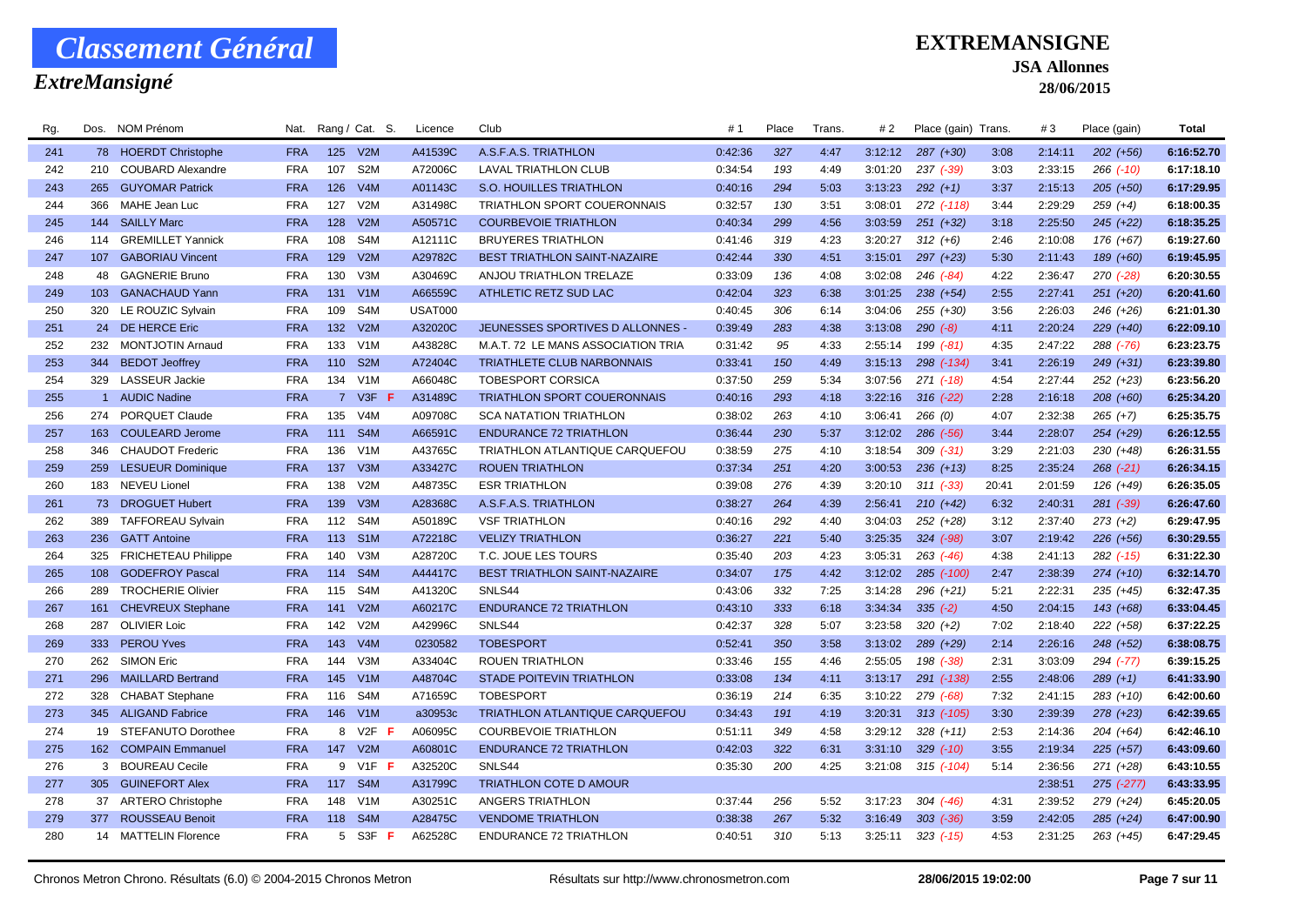# Classement Général

## ExtreMansigné

**EXTREMANSIGNE**

**JSA Allonnes**

**28/06/2015**

| Rg. | Dos. | NOM Prénom | Nat. | Rang / Cat. | | S. | Licence | Club | # 1 | Place | Trans. | # 2 | Place (gain) | Trans. | # 3 | Place (gain) | Total |
|---|---|---|---|---|---|---|---|---|---|---|---|---|---|---|---|---|---|
| 241 | 78 | HOERDT Christophe | FRA | 125 | V2M | | A41539C | A.S.F.A.S. TRIATHLON | 0:42:36 | 327 | 4:47 | 3:12:12 | 287 (+30) | 3:08 | 2:14:11 | 202 (+56) | 6:16:52.70 |
| 242 | 210 | COUBARD Alexandre | FRA | 107 | S2M | | A72006C | LAVAL TRIATHLON CLUB | 0:34:54 | 193 | 4:49 | 3:01:20 | 237 (-39) | 3:03 | 2:33:15 | 266 (-10) | 6:17:18.10 |
| 243 | 265 | GUYOMAR Patrick | FRA | 126 | V4M | | A01143C | S.O. HOUILLES TRIATHLON | 0:40:16 | 294 | 5:03 | 3:13:23 | 292 (+1) | 3:37 | 2:15:13 | 205 (+50) | 6:17:29.95 |
| 244 | 366 | MAHE Jean Luc | FRA | 127 | V2M | | A31498C | TRIATHLON SPORT COUERONNAIS | 0:32:57 | 130 | 3:51 | 3:08:01 | 272 (-118) | 3:44 | 2:29:29 | 259 (+4) | 6:18:00.35 |
| 245 | 144 | SAILLY Marc | FRA | 128 | V2M | | A50571C | COURBEVOIE TRIATHLON | 0:40:34 | 299 | 4:56 | 3:03:59 | 251 (+32) | 3:18 | 2:25:50 | 245 (+22) | 6:18:35.25 |
| 246 | 114 | GREMILLET Yannick | FRA | 108 | S4M | | A12111C | BRUYERES TRIATHLON | 0:41:46 | 319 | 4:23 | 3:20:27 | 312 (+6) | 2:46 | 2:10:08 | 176 (+67) | 6:19:27.60 |
| 247 | 107 | GABORIAU Vincent | FRA | 129 | V2M | | A29782C | BEST TRIATHLON SAINT-NAZAIRE | 0:42:44 | 330 | 4:51 | 3:15:01 | 297 (+23) | 5:30 | 2:11:43 | 189 (+60) | 6:19:45.95 |
| 248 | 48 | GAGNERIE Bruno | FRA | 130 | V3M | | A30469C | ANJOU TRIATHLON TRELAZE | 0:33:09 | 136 | 4:08 | 3:02:08 | 246 (-84) | 4:22 | 2:36:47 | 270 (-28) | 6:20:30.55 |
| 249 | 103 | GANACHAUD Yann | FRA | 131 | V1M | | A66559C | ATHLETIC RETZ SUD LAC | 0:42:04 | 323 | 6:38 | 3:01:25 | 238 (+54) | 2:55 | 2:27:41 | 251 (+20) | 6:20:41.60 |
| 250 | 320 | LE ROUZIC Sylvain | FRA | 109 | S4M | | USAT000 | | 0:40:45 | 306 | 6:14 | 3:04:06 | 255 (+30) | 3:56 | 2:26:03 | 246 (+26) | 6:21:01.30 |
| 251 | 24 | DE HERCE Eric | FRA | 132 | V2M | | A32020C | JEUNESSES SPORTIVES D ALLONNES - | 0:39:49 | 283 | 4:38 | 3:13:08 | 290 (-8) | 4:11 | 2:20:24 | 229 (+40) | 6:22:09.10 |
| 252 | 232 | MONTJOTIN Arnaud | FRA | 133 | V1M | | A43828C | M.A.T. 72 LE MANS ASSOCIATION TRIA | 0:31:42 | 95 | 4:33 | 2:55:14 | 199 (-81) | 4:35 | 2:47:22 | 288 (-76) | 6:23:23.75 |
| 253 | 344 | BEDOT Jeoffrey | FRA | 110 | S2M | | A72404C | TRIATHLETE CLUB NARBONNAIS | 0:33:41 | 150 | 4:49 | 3:15:13 | 298 (-134) | 3:41 | 2:26:19 | 249 (+31) | 6:23:39.80 |
| 254 | 329 | LASSEUR Jackie | FRA | 134 | V1M | | A66048C | TOBESPORT CORSICA | 0:37:50 | 259 | 5:34 | 3:07:56 | 271 (-18) | 4:54 | 2:27:44 | 252 (+23) | 6:23:56.20 |
| 255 | 1 | AUDIC Nadine | FRA | 7 | V3F | F | A31489C | TRIATHLON SPORT COUERONNAIS | 0:40:16 | 293 | 4:18 | 3:22:16 | 316 (-22) | 2:28 | 2:16:18 | 208 (+60) | 6:25:34.20 |
| 256 | 274 | PORQUET Claude | FRA | 135 | V4M | | A09708C | SCA NATATION TRIATHLON | 0:38:02 | 263 | 4:10 | 3:06:41 | 266 (0) | 4:07 | 2:32:38 | 265 (+7) | 6:25:35.75 |
| 257 | 163 | COULEARD Jerome | FRA | 111 | S4M | | A66591C | ENDURANCE 72 TRIATHLON | 0:36:44 | 230 | 5:37 | 3:12:02 | 286 (-56) | 3:44 | 2:28:07 | 254 (+29) | 6:26:12.55 |
| 258 | 346 | CHAUDOT Frederic | FRA | 136 | V1M | | A43765C | TRIATHLON ATLANTIQUE CARQUEFOU | 0:38:59 | 275 | 4:10 | 3:18:54 | 309 (-31) | 3:29 | 2:21:03 | 230 (+48) | 6:26:31.55 |
| 259 | 259 | LESUEUR Dominique | FRA | 137 | V3M | | A33427C | ROUEN TRIATHLON | 0:37:34 | 251 | 4:20 | 3:00:53 | 236 (+13) | 8:25 | 2:35:24 | 268 (-21) | 6:26:34.15 |
| 260 | 183 | NEVEU Lionel | FRA | 138 | V2M | | A48735C | ESR TRIATHLON | 0:39:08 | 276 | 4:39 | 3:20:10 | 311 (-33) | 20:41 | 2:01:59 | 126 (+49) | 6:26:35.05 |
| 261 | 73 | DROGUET Hubert | FRA | 139 | V3M | | A28368C | A.S.F.A.S. TRIATHLON | 0:38:27 | 264 | 4:39 | 2:56:41 | 210 (+42) | 6:32 | 2:40:31 | 281 (-39) | 6:26:47.60 |
| 262 | 389 | TAFFOREAU Sylvain | FRA | 112 | S4M | | A50189C | VSF TRIATHLON | 0:40:16 | 292 | 4:40 | 3:04:03 | 252 (+28) | 3:12 | 2:37:40 | 273 (+2) | 6:29:47.95 |
| 263 | 236 | GATT Antoine | FRA | 113 | S1M | | A72218C | VELIZY TRIATHLON | 0:36:27 | 221 | 5:40 | 3:25:35 | 324 (-98) | 3:07 | 2:19:42 | 226 (+56) | 6:30:29.55 |
| 264 | 325 | FRICHETEAU Philippe | FRA | 140 | V3M | | A28720C | T.C. JOUE LES TOURS | 0:35:40 | 203 | 4:23 | 3:05:31 | 263 (-46) | 4:38 | 2:41:13 | 282 (-15) | 6:31:22.30 |
| 265 | 108 | GODEFROY Pascal | FRA | 114 | S4M | | A44417C | BEST TRIATHLON SAINT-NAZAIRE | 0:34:07 | 175 | 4:42 | 3:12:02 | 285 (-100) | 2:47 | 2:38:39 | 274 (+10) | 6:32:14.70 |
| 266 | 289 | TROCHERIE Olivier | FRA | 115 | S4M | | A41320C | SNLS44 | 0:43:06 | 332 | 7:25 | 3:14:28 | 296 (+21) | 5:21 | 2:22:31 | 235 (+45) | 6:32:47.35 |
| 267 | 161 | CHEVREUX Stephane | FRA | 141 | V2M | | A60217C | ENDURANCE 72 TRIATHLON | 0:43:10 | 333 | 6:18 | 3:34:34 | 335 (-2) | 4:50 | 2:04:15 | 143 (+68) | 6:33:04.45 |
| 268 | 287 | OLIVIER Loic | FRA | 142 | V2M | | A42996C | SNLS44 | 0:42:37 | 328 | 5:07 | 3:23:58 | 320 (+2) | 7:02 | 2:18:40 | 222 (+58) | 6:37:22.25 |
| 269 | 333 | PEROU Yves | FRA | 143 | V4M | | 0230582 | TOBESPORT | 0:52:41 | 350 | 3:58 | 3:13:02 | 289 (+29) | 2:14 | 2:26:16 | 248 (+52) | 6:38:08.75 |
| 270 | 262 | SIMON Eric | FRA | 144 | V3M | | A33404C | ROUEN TRIATHLON | 0:33:46 | 155 | 4:46 | 2:55:05 | 198 (-38) | 2:31 | 3:03:09 | 294 (-77) | 6:39:15.25 |
| 271 | 296 | MAILLARD Bertrand | FRA | 145 | V1M | | A48704C | STADE POITEVIN TRIATHLON | 0:33:08 | 134 | 4:11 | 3:13:17 | 291 (-138) | 2:55 | 2:48:06 | 289 (+1) | 6:41:33.90 |
| 272 | 328 | CHABAT Stephane | FRA | 116 | S4M | | A71659C | TOBESPORT | 0:36:19 | 214 | 6:35 | 3:10:22 | 279 (-68) | 7:32 | 2:41:15 | 283 (+10) | 6:42:00.60 |
| 273 | 345 | ALIGAND Fabrice | FRA | 146 | V1M | | a30953c | TRIATHLON ATLANTIQUE CARQUEFOU | 0:34:43 | 191 | 4:19 | 3:20:31 | 313 (-105) | 3:30 | 2:39:39 | 278 (+23) | 6:42:39.65 |
| 274 | 19 | STEFANUTO Dorothee | FRA | 8 | V2F | F | A06095C | COURBEVOIE TRIATHLON | 0:51:11 | 349 | 4:58 | 3:29:12 | 328 (+11) | 2:53 | 2:14:36 | 204 (+64) | 6:42:46.10 |
| 275 | 162 | COMPAIN Emmanuel | FRA | 147 | V2M | | A60801C | ENDURANCE 72 TRIATHLON | 0:42:03 | 322 | 6:31 | 3:31:10 | 329 (-10) | 3:55 | 2:19:34 | 225 (+57) | 6:43:09.60 |
| 276 | 3 | BOUREAU Cecile | FRA | 9 | V1F | F | A32520C | SNLS44 | 0:35:30 | 200 | 4:25 | 3:21:08 | 315 (-104) | 5:14 | 2:36:56 | 271 (+28) | 6:43:10.55 |
| 277 | 305 | GUINEFORT Alex | FRA | 117 | S4M | | A31799C | TRIATHLON COTE D AMOUR | | | | | | | 2:38:51 | 275 (-277) | 6:43:33.95 |
| 278 | 37 | ARTERO Christophe | FRA | 148 | V1M | | A30251C | ANGERS TRIATHLON | 0:37:44 | 256 | 5:52 | 3:17:23 | 304 (-46) | 4:31 | 2:39:52 | 279 (+24) | 6:45:20.05 |
| 279 | 377 | ROUSSEAU Benoit | FRA | 118 | S4M | | A28475C | VENDOME TRIATHLON | 0:38:38 | 267 | 5:32 | 3:16:49 | 303 (-36) | 3:59 | 2:42:05 | 285 (+24) | 6:47:00.90 |
| 280 | 14 | MATTELIN Florence | FRA | 5 | S3F | F | A62528C | ENDURANCE 72 TRIATHLON | 0:40:51 | 310 | 5:13 | 3:25:11 | 323 (-15) | 4:53 | 2:31:25 | 263 (+45) | 6:47:29.45 |

Chronos Metron Chrono. Résultats (6.0) © 2004-2015 Chronos Metron — Résultats sur http://www.chronosmetron.com — 28/06/2015 19:02:00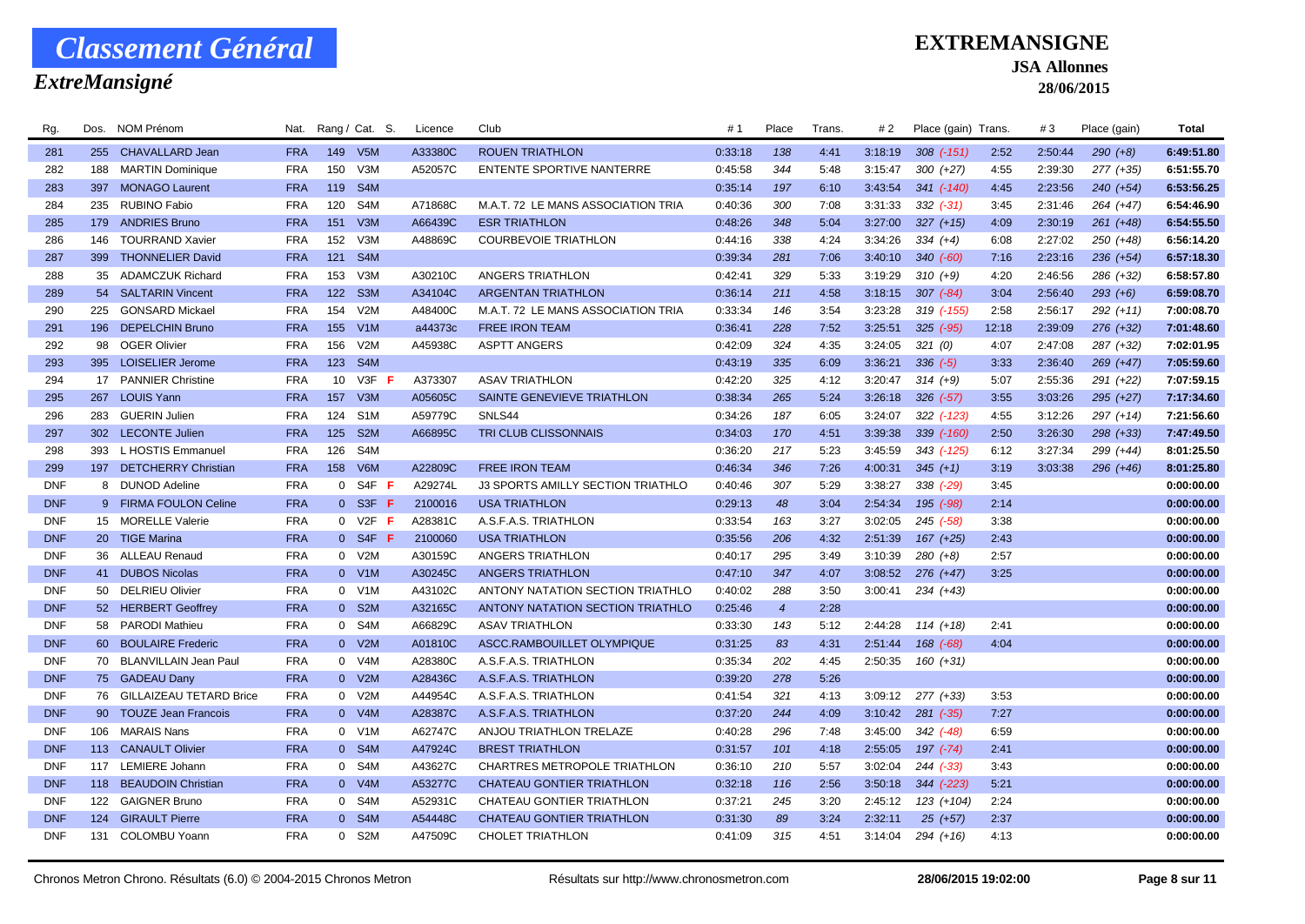# Classement Général

## ExtreMansigné

**EXTREMANSIGNE**

**JSA Allonnes**

**28/06/2015**

| Rg. | Dos. | NOM Prénom | Nat. | Rang / Cat. | S. | Licence | Club | # 1 | Place | Trans. | # 2 | Place (gain) | Trans. | # 3 | Place (gain) | Total |
|---|---|---|---|---|---|---|---|---|---|---|---|---|---|---|---|---|
| 281 | 255 | CHAVALLARD Jean | FRA | 149 V5M | | A33380C | ROUEN TRIATHLON | 0:33:18 | 138 | 4:41 | 3:18:19 | 308 (-151) | 2:52 | 2:50:44 | 290 (+8) | 6:49:51.80 |
| 282 | 188 | MARTIN Dominique | FRA | 150 V3M | | A52057C | ENTENTE SPORTIVE NANTERRE | 0:45:58 | 344 | 5:48 | 3:15:47 | 300 (+27) | 4:55 | 2:39:30 | 277 (+35) | 6:51:55.70 |
| 283 | 397 | MONAGO Laurent | FRA | 119 S4M | | | | 0:35:14 | 197 | 6:10 | 3:43:54 | 341 (-140) | 4:45 | 2:23:56 | 240 (+54) | 6:53:56.25 |
| 284 | 235 | RUBINO Fabio | FRA | 120 S4M | | A71868C | M.A.T. 72 LE MANS ASSOCIATION TRIA | 0:40:36 | 300 | 7:08 | 3:31:33 | 332 (-31) | 3:45 | 2:31:46 | 264 (+47) | 6:54:46.90 |
| 285 | 179 | ANDRIES Bruno | FRA | 151 V3M | | A66439C | ESR TRIATHLON | 0:48:26 | 348 | 5:04 | 3:27:00 | 327 (+15) | 4:09 | 2:30:19 | 261 (+48) | 6:54:55.50 |
| 286 | 146 | TOURRAND Xavier | FRA | 152 V3M | | A48869C | COURBEVOIE TRIATHLON | 0:44:16 | 338 | 4:24 | 3:34:26 | 334 (+4) | 6:08 | 2:27:02 | 250 (+48) | 6:56:14.20 |
| 287 | 399 | THONNELIER David | FRA | 121 S4M | | | | 0:39:34 | 281 | 7:06 | 3:40:10 | 340 (-60) | 7:16 | 2:23:16 | 236 (+54) | 6:57:18.30 |
| 288 | 35 | ADAMCZUK Richard | FRA | 153 V3M | | A30210C | ANGERS TRIATHLON | 0:42:41 | 329 | 5:33 | 3:19:29 | 310 (+9) | 4:20 | 2:46:56 | 286 (+32) | 6:58:57.80 |
| 289 | 54 | SALTARIN Vincent | FRA | 122 S3M | | A34104C | ARGENTAN TRIATHLON | 0:36:14 | 211 | 4:58 | 3:18:15 | 307 (-84) | 3:04 | 2:56:40 | 293 (+6) | 6:59:08.70 |
| 290 | 225 | GONSARD Mickael | FRA | 154 V2M | | A48400C | M.A.T. 72 LE MANS ASSOCIATION TRIA | 0:33:34 | 146 | 3:54 | 3:23:28 | 319 (-155) | 2:58 | 2:56:17 | 292 (+11) | 7:00:08.70 |
| 291 | 196 | DEPELCHIN Bruno | FRA | 155 V1M | | a44373c | FREE IRON TEAM | 0:36:41 | 228 | 7:52 | 3:25:51 | 325 (-95) | 12:18 | 2:39:09 | 276 (+32) | 7:01:48.60 |
| 292 | 98 | OGER Olivier | FRA | 156 V2M | | A45938C | ASPTT ANGERS | 0:42:09 | 324 | 4:35 | 3:24:05 | 321 (0) | 4:07 | 2:47:08 | 287 (+32) | 7:02:01.95 |
| 293 | 395 | LOISELIER Jerome | FRA | 123 S4M | | | | 0:43:19 | 335 | 6:09 | 3:36:21 | 336 (-5) | 3:33 | 2:36:40 | 269 (+47) | 7:05:59.60 |
| 294 | 17 | PANNIER Christine | FRA | 10 V3F | F | A373307 | ASAV TRIATHLON | 0:42:20 | 325 | 4:12 | 3:20:47 | 314 (+9) | 5:07 | 2:55:36 | 291 (+22) | 7:07:59.15 |
| 295 | 267 | LOUIS Yann | FRA | 157 V3M | | A05605C | SAINTE GENEVIEVE TRIATHLON | 0:38:34 | 265 | 5:24 | 3:26:18 | 326 (-57) | 3:55 | 3:03:26 | 295 (+27) | 7:17:34.60 |
| 296 | 283 | GUERIN Julien | FRA | 124 S1M | | A59779C | SNLS44 | 0:34:26 | 187 | 6:05 | 3:24:07 | 322 (-123) | 4:55 | 3:12:26 | 297 (+14) | 7:21:56.60 |
| 297 | 302 | LECONTE Julien | FRA | 125 S2M | | A66895C | TRI CLUB CLISSONNAIS | 0:34:03 | 170 | 4:51 | 3:39:38 | 339 (-160) | 2:50 | 3:26:30 | 298 (+33) | 7:47:49.50 |
| 298 | 393 | L HOSTIS Emmanuel | FRA | 126 S4M | | | | 0:36:20 | 217 | 5:23 | 3:45:59 | 343 (-125) | 6:12 | 3:27:34 | 299 (+44) | 8:01:25.50 |
| 299 | 197 | DETCHERRY Christian | FRA | 158 V6M | | A22809C | FREE IRON TEAM | 0:46:34 | 346 | 7:26 | 4:00:31 | 345 (+1) | 3:19 | 3:03:38 | 296 (+46) | 8:01:25.80 |
| DNF | 8 | DUNOD Adeline | FRA | 0 S4F | F | A29274L | J3 SPORTS AMILLY SECTION TRIATHLO | 0:40:46 | 307 | 5:29 | 3:38:27 | 338 (-29) | 3:45 | | | 0:00:00.00 |
| DNF | 9 | FIRMA FOULON Celine | FRA | 0 S3F | F | 2100016 | USA TRIATHLON | 0:29:13 | 48 | 3:04 | 2:54:34 | 195 (-98) | 2:14 | | | 0:00:00.00 |
| DNF | 15 | MORELLE Valerie | FRA | 0 V2F | F | A28381C | A.S.F.A.S. TRIATHLON | 0:33:54 | 163 | 3:27 | 3:02:05 | 245 (-58) | 3:38 | | | 0:00:00.00 |
| DNF | 20 | TIGE Marina | FRA | 0 S4F | F | 2100060 | USA TRIATHLON | 0:35:56 | 206 | 4:32 | 2:51:39 | 167 (+25) | 2:43 | | | 0:00:00.00 |
| DNF | 36 | ALLEAU Renaud | FRA | 0 V2M | | A30159C | ANGERS TRIATHLON | 0:40:17 | 295 | 3:49 | 3:10:39 | 280 (+8) | 2:57 | | | 0:00:00.00 |
| DNF | 41 | DUBOS Nicolas | FRA | 0 V1M | | A30245C | ANGERS TRIATHLON | 0:47:10 | 347 | 4:07 | 3:08:52 | 276 (+47) | 3:25 | | | 0:00:00.00 |
| DNF | 50 | DELRIEU Olivier | FRA | 0 V1M | | A43102C | ANTONY NATATION SECTION TRIATHLO | 0:40:02 | 288 | 3:50 | 3:00:41 | 234 (+43) | | | | 0:00:00.00 |
| DNF | 52 | HERBERT Geoffrey | FRA | 0 S2M | | A32165C | ANTONY NATATION SECTION TRIATHLO | 0:25:46 | 4 | 2:28 | | | | | | 0:00:00.00 |
| DNF | 58 | PARODI Mathieu | FRA | 0 S4M | | A66829C | ASAV TRIATHLON | 0:33:30 | 143 | 5:12 | 2:44:28 | 114 (+18) | 2:41 | | | 0:00:00.00 |
| DNF | 60 | BOULAIRE Frederic | FRA | 0 V2M | | A01810C | ASCC.RAMBOUILLET OLYMPIQUE | 0:31:25 | 83 | 4:31 | 2:51:44 | 168 (-68) | 4:04 | | | 0:00:00.00 |
| DNF | 70 | BLANVILLAIN Jean Paul | FRA | 0 V4M | | A28380C | A.S.F.A.S. TRIATHLON | 0:35:34 | 202 | 4:45 | 2:50:35 | 160 (+31) | | | | 0:00:00.00 |
| DNF | 75 | GADEAU Dany | FRA | 0 V2M | | A28436C | A.S.F.A.S. TRIATHLON | 0:39:20 | 278 | 5:26 | | | | | | 0:00:00.00 |
| DNF | 76 | GILLAIZEAU TETARD Brice | FRA | 0 V2M | | A44954C | A.S.F.A.S. TRIATHLON | 0:41:54 | 321 | 4:13 | 3:09:12 | 277 (+33) | 3:53 | | | 0:00:00.00 |
| DNF | 90 | TOUZE Jean Francois | FRA | 0 V4M | | A28387C | A.S.F.A.S. TRIATHLON | 0:37:20 | 244 | 4:09 | 3:10:42 | 281 (-35) | 7:27 | | | 0:00:00.00 |
| DNF | 106 | MARAIS Nans | FRA | 0 V1M | | A62747C | ANJOU TRIATHLON TRELAZE | 0:40:28 | 296 | 7:48 | 3:45:00 | 342 (-48) | 6:59 | | | 0:00:00.00 |
| DNF | 113 | CANAULT Olivier | FRA | 0 S4M | | A47924C | BREST TRIATHLON | 0:31:57 | 101 | 4:18 | 2:55:05 | 197 (-74) | 2:41 | | | 0:00:00.00 |
| DNF | 117 | LEMIERE Johann | FRA | 0 S4M | | A43627C | CHARTRES METROPOLE TRIATHLON | 0:36:10 | 210 | 5:57 | 3:02:04 | 244 (-33) | 3:43 | | | 0:00:00.00 |
| DNF | 118 | BEAUDOIN Christian | FRA | 0 V4M | | A53277C | CHATEAU GONTIER TRIATHLON | 0:32:18 | 116 | 2:56 | 3:50:18 | 344 (-223) | 5:21 | | | 0:00:00.00 |
| DNF | 122 | GAIGNER Bruno | FRA | 0 S4M | | A52931C | CHATEAU GONTIER TRIATHLON | 0:37:21 | 245 | 3:20 | 2:45:12 | 123 (+104) | 2:24 | | | 0:00:00.00 |
| DNF | 124 | GIRAULT Pierre | FRA | 0 S4M | | A54448C | CHATEAU GONTIER TRIATHLON | 0:31:30 | 89 | 3:24 | 2:32:11 | 25 (+57) | 2:37 | | | 0:00:00.00 |
| DNF | 131 | COLOMBU Yoann | FRA | 0 S2M | | A47509C | CHOLET TRIATHLON | 0:41:09 | 315 | 4:51 | 3:14:04 | 294 (+16) | 4:13 | | | 0:00:00.00 |

Chronos Metron Chrono. Résultats (6.0) © 2004-2015 Chronos Metron — Résultats sur http://www.chronosmetron.com — 28/06/2015 19:02:00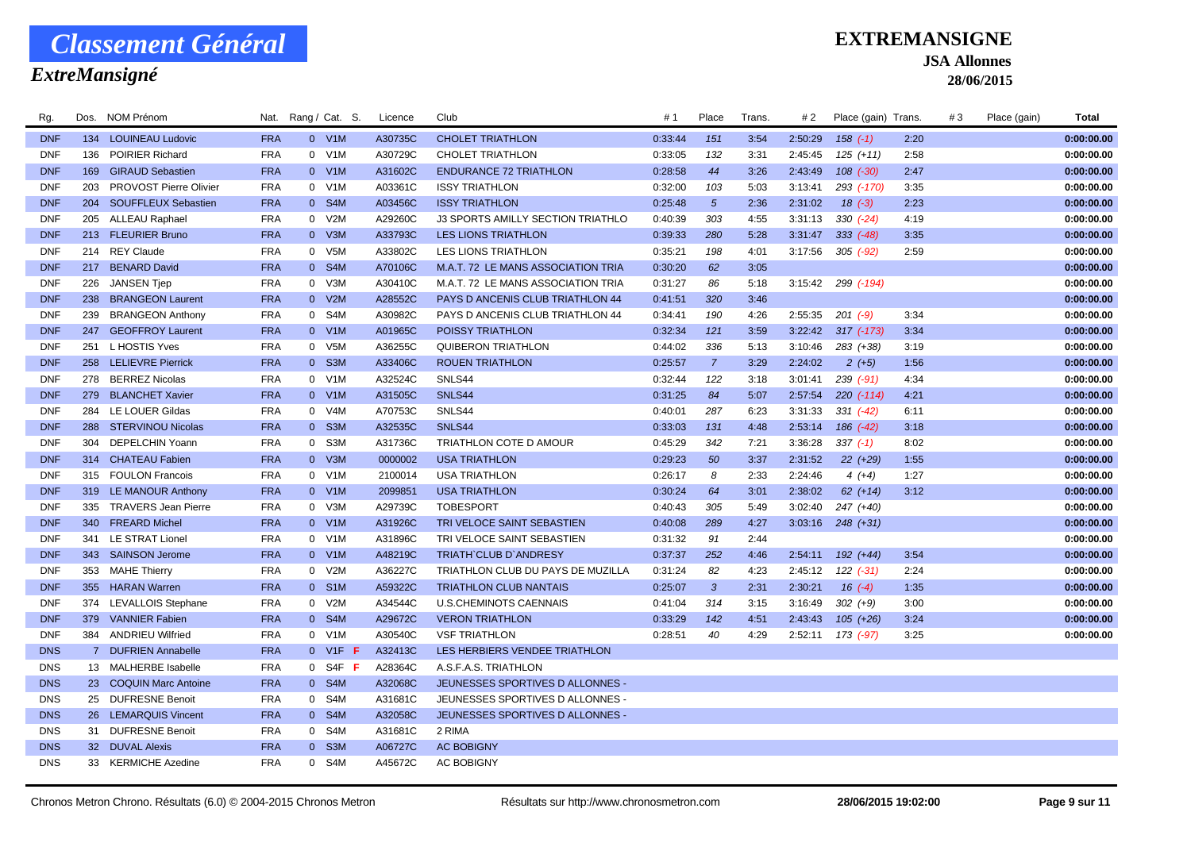# Classement Général

## ExtreMansigné

**EXTREMANSIGNE**

**JSA Allonnes**

**28/06/2015**

| Rg. | Dos. | NOM Prénom | Nat. | Rang / Cat. | S. | Licence | Club | # 1 | Place | Trans. | # 2 | Place (gain) | Trans. | # 3 | Place (gain) | Total |
|---|---|---|---|---|---|---|---|---|---|---|---|---|---|---|---|---|
| DNF | 134 | LOUINEAU Ludovic | FRA | 0 V1M | | A30735C | CHOLET TRIATHLON | 0:33:44 | 151 | 3:54 | 2:50:29 | 158 (-1) | 2:20 | | | 0:00:00.00 |
| DNF | 136 | POIRIER Richard | FRA | 0 V1M | | A30729C | CHOLET TRIATHLON | 0:33:05 | 132 | 3:31 | 2:45:45 | 125 (+11) | 2:58 | | | 0:00:00.00 |
| DNF | 169 | GIRAUD Sebastien | FRA | 0 V1M | | A31602C | ENDURANCE 72 TRIATHLON | 0:28:58 | 44 | 3:26 | 2:43:49 | 108 (-30) | 2:47 | | | 0:00:00.00 |
| DNF | 203 | PROVOST Pierre Olivier | FRA | 0 V1M | | A03361C | ISSY TRIATHLON | 0:32:00 | 103 | 5:03 | 3:13:41 | 293 (-170) | 3:35 | | | 0:00:00.00 |
| DNF | 204 | SOUFFLEUX Sebastien | FRA | 0 S4M | | A03456C | ISSY TRIATHLON | 0:25:48 | 5 | 2:36 | 2:31:02 | 18 (-3) | 2:23 | | | 0:00:00.00 |
| DNF | 205 | ALLEAU Raphael | FRA | 0 V2M | | A29260C | J3 SPORTS AMILLY SECTION TRIATHLO | 0:40:39 | 303 | 4:55 | 3:31:13 | 330 (-24) | 4:19 | | | 0:00:00.00 |
| DNF | 213 | FLEURIER Bruno | FRA | 0 V3M | | A33793C | LES LIONS TRIATHLON | 0:39:33 | 280 | 5:28 | 3:31:47 | 333 (-48) | 3:35 | | | 0:00:00.00 |
| DNF | 214 | REY Claude | FRA | 0 V5M | | A33802C | LES LIONS TRIATHLON | 0:35:21 | 198 | 4:01 | 3:17:56 | 305 (-92) | 2:59 | | | 0:00:00.00 |
| DNF | 217 | BENARD David | FRA | 0 S4M | | A70106C | M.A.T. 72 LE MANS ASSOCIATION TRIA | 0:30:20 | 62 | 3:05 | | | | | | 0:00:00.00 |
| DNF | 226 | JANSEN Tjep | FRA | 0 V3M | | A30410C | M.A.T. 72 LE MANS ASSOCIATION TRIA | 0:31:27 | 86 | 5:18 | 3:15:42 | 299 (-194) | | | | 0:00:00.00 |
| DNF | 238 | BRANGEON Laurent | FRA | 0 V2M | | A28552C | PAYS D ANCENIS CLUB TRIATHLON 44 | 0:41:51 | 320 | 3:46 | | | | | | 0:00:00.00 |
| DNF | 239 | BRANGEON Anthony | FRA | 0 S4M | | A30982C | PAYS D ANCENIS CLUB TRIATHLON 44 | 0:34:41 | 190 | 4:26 | 2:55:35 | 201 (-9) | 3:34 | | | 0:00:00.00 |
| DNF | 247 | GEOFFROY Laurent | FRA | 0 V1M | | A01965C | POISSY TRIATHLON | 0:32:34 | 121 | 3:59 | 3:22:42 | 317 (-173) | 3:34 | | | 0:00:00.00 |
| DNF | 251 | L HOSTIS Yves | FRA | 0 V5M | | A36255C | QUIBERON TRIATHLON | 0:44:02 | 336 | 5:13 | 3:10:46 | 283 (+38) | 3:19 | | | 0:00:00.00 |
| DNF | 258 | LELIEVRE Pierrick | FRA | 0 S3M | | A33406C | ROUEN TRIATHLON | 0:25:57 | 7 | 3:29 | 2:24:02 | 2 (+5) | 1:56 | | | 0:00:00.00 |
| DNF | 278 | BERREZ Nicolas | FRA | 0 V1M | | A32524C | SNLS44 | 0:32:44 | 122 | 3:18 | 3:01:41 | 239 (-91) | 4:34 | | | 0:00:00.00 |
| DNF | 279 | BLANCHET Xavier | FRA | 0 V1M | | A31505C | SNLS44 | 0:31:25 | 84 | 5:07 | 2:57:54 | 220 (-114) | 4:21 | | | 0:00:00.00 |
| DNF | 284 | LE LOUER Gildas | FRA | 0 V4M | | A70753C | SNLS44 | 0:40:01 | 287 | 6:23 | 3:31:33 | 331 (-42) | 6:11 | | | 0:00:00.00 |
| DNF | 288 | STERVINOU Nicolas | FRA | 0 S3M | | A32535C | SNLS44 | 0:33:03 | 131 | 4:48 | 2:53:14 | 186 (-42) | 3:18 | | | 0:00:00.00 |
| DNF | 304 | DEPELCHIN Yoann | FRA | 0 S3M | | A31736C | TRIATHLON COTE D AMOUR | 0:45:29 | 342 | 7:21 | 3:36:28 | 337 (-1) | 8:02 | | | 0:00:00.00 |
| DNF | 314 | CHATEAU Fabien | FRA | 0 V3M | | 0000002 | USA TRIATHLON | 0:29:23 | 50 | 3:37 | 2:31:52 | 22 (+29) | 1:55 | | | 0:00:00.00 |
| DNF | 315 | FOULON Francois | FRA | 0 V1M | | 2100014 | USA TRIATHLON | 0:26:17 | 8 | 2:33 | 2:24:46 | 4 (+4) | 1:27 | | | 0:00:00.00 |
| DNF | 319 | LE MANOUR Anthony | FRA | 0 V1M | | 2099851 | USA TRIATHLON | 0:30:24 | 64 | 3:01 | 2:38:02 | 62 (+14) | 3:12 | | | 0:00:00.00 |
| DNF | 335 | TRAVERS Jean Pierre | FRA | 0 V3M | | A29739C | TOBESPORT | 0:40:43 | 305 | 5:49 | 3:02:40 | 247 (+40) | | | | 0:00:00.00 |
| DNF | 340 | FREARD Michel | FRA | 0 V1M | | A31926C | TRI VELOCE SAINT SEBASTIEN | 0:40:08 | 289 | 4:27 | 3:03:16 | 248 (+31) | | | | 0:00:00.00 |
| DNF | 341 | LE STRAT Lionel | FRA | 0 V1M | | A31896C | TRI VELOCE SAINT SEBASTIEN | 0:31:32 | 91 | 2:44 | | | | | | 0:00:00.00 |
| DNF | 343 | SAINSON Jerome | FRA | 0 V1M | | A48219C | TRIATH`CLUB D`ANDRESY | 0:37:37 | 252 | 4:46 | 2:54:11 | 192 (+44) | 3:54 | | | 0:00:00.00 |
| DNF | 353 | MAHE Thierry | FRA | 0 V2M | | A36227C | TRIATHLON CLUB DU PAYS DE MUZILLA | 0:31:24 | 82 | 4:23 | 2:45:12 | 122 (-31) | 2:24 | | | 0:00:00.00 |
| DNF | 355 | HARAN Warren | FRA | 0 S1M | | A59322C | TRIATHLON CLUB NANTAIS | 0:25:07 | 3 | 2:31 | 2:30:21 | 16 (-4) | 1:35 | | | 0:00:00.00 |
| DNF | 374 | LEVALLOIS Stephane | FRA | 0 V2M | | A34544C | U.S.CHEMINOTS CAENNAIS | 0:41:04 | 314 | 3:15 | 3:16:49 | 302 (+9) | 3:00 | | | 0:00:00.00 |
| DNF | 379 | VANNIER Fabien | FRA | 0 S4M | | A29672C | VERON TRIATHLON | 0:33:29 | 142 | 4:51 | 2:43:43 | 105 (+26) | 3:24 | | | 0:00:00.00 |
| DNF | 384 | ANDRIEU Wilfried | FRA | 0 V1M | | A30540C | VSF TRIATHLON | 0:28:51 | 40 | 4:29 | 2:52:11 | 173 (-97) | 3:25 | | | 0:00:00.00 |
| DNS | 7 | DUFRIEN Annabelle | FRA | 0 V1F | F | A32413C | LES HERBIERS VENDEE TRIATHLON | | | | | | | | | |
| DNS | 13 | MALHERBE Isabelle | FRA | 0 S4F | F | A28364C | A.S.F.A.S. TRIATHLON | | | | | | | | | |
| DNS | 23 | COQUIN Marc Antoine | FRA | 0 S4M | | A32068C | JEUNESSES SPORTIVES D ALLONNES - | | | | | | | | | |
| DNS | 25 | DUFRESNE Benoit | FRA | 0 S4M | | A31681C | JEUNESSES SPORTIVES D ALLONNES - | | | | | | | | | |
| DNS | 26 | LEMARQUIS Vincent | FRA | 0 S4M | | A32058C | JEUNESSES SPORTIVES D ALLONNES - | | | | | | | | | |
| DNS | 31 | DUFRESNE Benoit | FRA | 0 S4M | | A31681C | 2 RIMA | | | | | | | | | |
| DNS | 32 | DUVAL Alexis | FRA | 0 S3M | | A06727C | AC BOBIGNY | | | | | | | | | |
| DNS | 33 | KERMICHE Azedine | FRA | 0 S4M | | A45672C | AC BOBIGNY | | | | | | | | | |

Chronos Metron Chrono. Résultats (6.0) © 2004-2015 Chronos Metron — Résultats sur http://www.chronosmetron.com — 28/06/2015 19:02:00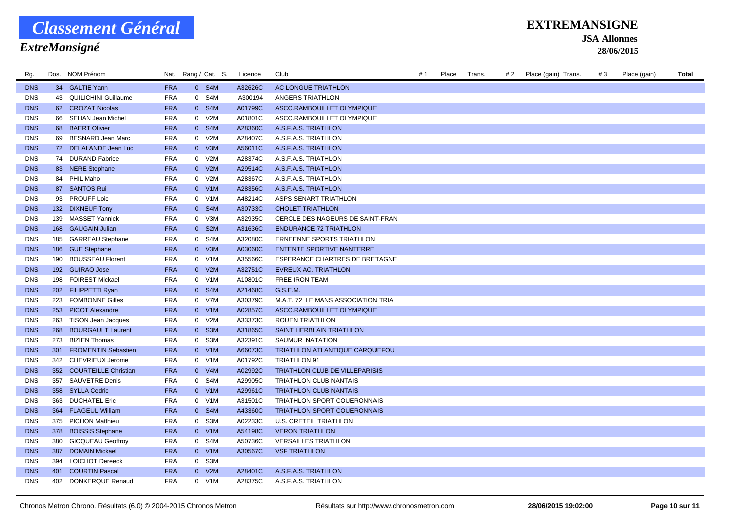# Classement Général

## ExtreMansigné

**EXTREMANSIGNE**

**JSA Allonnes**

**28/06/2015**

| Rg. | Dos. | NOM Prénom | Nat. | Rang / Cat. | S. | Licence | Club | # 1 | Place | Trans. | # 2 | Place (gain) | Trans. | # 3 | Place (gain) | Total |
|---|---|---|---|---|---|---|---|---|---|---|---|---|---|---|---|---|
| DNS | 34 | GALTIE Yann | FRA | 0 | S4M | A32626C | AC LONGUE TRIATHLON | | | | | | | | | |
| DNS | 43 | QUILICHINI Guillaume | FRA | 0 | S4M | A300194 | ANGERS TRIATHLON | | | | | | | | | |
| DNS | 62 | CROZAT Nicolas | FRA | 0 | S4M | A01799C | ASCC.RAMBOUILLET OLYMPIQUE | | | | | | | | | |
| DNS | 66 | SEHAN Jean Michel | FRA | 0 | V2M | A01801C | ASCC.RAMBOUILLET OLYMPIQUE | | | | | | | | | |
| DNS | 68 | BAERT Olivier | FRA | 0 | S4M | A28360C | A.S.F.A.S. TRIATHLON | | | | | | | | | |
| DNS | 69 | BESNARD Jean Marc | FRA | 0 | V2M | A28407C | A.S.F.A.S. TRIATHLON | | | | | | | | | |
| DNS | 72 | DELALANDE Jean Luc | FRA | 0 | V3M | A56011C | A.S.F.A.S. TRIATHLON | | | | | | | | | |
| DNS | 74 | DURAND Fabrice | FRA | 0 | V2M | A28374C | A.S.F.A.S. TRIATHLON | | | | | | | | | |
| DNS | 83 | NERE Stephane | FRA | 0 | V2M | A29514C | A.S.F.A.S. TRIATHLON | | | | | | | | | |
| DNS | 84 | PHIL Maho | FRA | 0 | V2M | A28367C | A.S.F.A.S. TRIATHLON | | | | | | | | | |
| DNS | 87 | SANTOS Rui | FRA | 0 | V1M | A28356C | A.S.F.A.S. TRIATHLON | | | | | | | | | |
| DNS | 93 | PROUFF Loic | FRA | 0 | V1M | A48214C | ASPS SENART TRIATHLON | | | | | | | | | |
| DNS | 132 | DIXNEUF Tony | FRA | 0 | S4M | A30733C | CHOLET TRIATHLON | | | | | | | | | |
| DNS | 139 | MASSET Yannick | FRA | 0 | V3M | A32935C | CERCLE DES NAGEURS DE SAINT-FRAN | | | | | | | | | |
| DNS | 168 | GAUGAIN Julian | FRA | 0 | S2M | A31636C | ENDURANCE 72 TRIATHLON | | | | | | | | | |
| DNS | 185 | GARREAU Stephane | FRA | 0 | S4M | A32080C | ERNEENNE SPORTS TRIATHLON | | | | | | | | | |
| DNS | 186 | GUE Stephane | FRA | 0 | V3M | A03060C | ENTENTE SPORTIVE NANTERRE | | | | | | | | | |
| DNS | 190 | BOUSSEAU Florent | FRA | 0 | V1M | A35566C | ESPERANCE CHARTRES DE BRETAGNE | | | | | | | | | |
| DNS | 192 | GUIRAO Jose | FRA | 0 | V2M | A32751C | EVREUX AC. TRIATHLON | | | | | | | | | |
| DNS | 198 | FOIREST Mickael | FRA | 0 | V1M | A10801C | FREE IRON TEAM | | | | | | | | | |
| DNS | 202 | FILIPPETTI Ryan | FRA | 0 | S4M | A21468C | G.S.E.M. | | | | | | | | | |
| DNS | 223 | FOMBONNE Gilles | FRA | 0 | V7M | A30379C | M.A.T. 72 LE MANS ASSOCIATION TRIA | | | | | | | | | |
| DNS | 253 | PICOT Alexandre | FRA | 0 | V1M | A02857C | ASCC.RAMBOUILLET OLYMPIQUE | | | | | | | | | |
| DNS | 263 | TISON Jean Jacques | FRA | 0 | V2M | A33373C | ROUEN TRIATHLON | | | | | | | | | |
| DNS | 268 | BOURGAULT Laurent | FRA | 0 | S3M | A31865C | SAINT HERBLAIN TRIATHLON | | | | | | | | | |
| DNS | 273 | BIZIEN Thomas | FRA | 0 | S3M | A32391C | SAUMUR NATATION | | | | | | | | | |
| DNS | 301 | FROMENTIN Sebastien | FRA | 0 | V1M | A66073C | TRIATHLON ATLANTIQUE CARQUEFOU | | | | | | | | | |
| DNS | 342 | CHEVRIEUX Jerome | FRA | 0 | V1M | A01792C | TRIATHLON 91 | | | | | | | | | |
| DNS | 352 | COURTEILLE Christian | FRA | 0 | V4M | A02992C | TRIATHLON CLUB DE VILLEPARISIS | | | | | | | | | |
| DNS | 357 | SAUVETRE Denis | FRA | 0 | S4M | A29905C | TRIATHLON CLUB NANTAIS | | | | | | | | | |
| DNS | 358 | SYLLA Cedric | FRA | 0 | V1M | A29961C | TRIATHLON CLUB NANTAIS | | | | | | | | | |
| DNS | 363 | DUCHATEL Eric | FRA | 0 | V1M | A31501C | TRIATHLON SPORT COUERONNAIS | | | | | | | | | |
| DNS | 364 | FLAGEUL William | FRA | 0 | S4M | A43360C | TRIATHLON SPORT COUERONNAIS | | | | | | | | | |
| DNS | 375 | PICHON Matthieu | FRA | 0 | S3M | A02233C | U.S. CRETEIL TRIATHLON | | | | | | | | | |
| DNS | 378 | BOISSIS Stephane | FRA | 0 | V1M | A54198C | VERON TRIATHLON | | | | | | | | | |
| DNS | 380 | GICQUEAU Geoffroy | FRA | 0 | S4M | A50736C | VERSAILLES TRIATHLON | | | | | | | | | |
| DNS | 387 | DOMAIN Mickael | FRA | 0 | V1M | A30567C | VSF TRIATHLON | | | | | | | | | |
| DNS | 394 | LOICHOT Dereeck | FRA | 0 | S3M | | | | | | | | | | | |
| DNS | 401 | COURTIN Pascal | FRA | 0 | V2M | A28401C | A.S.F.A.S. TRIATHLON | | | | | | | | | |
| DNS | 402 | DONKERQUE Renaud | FRA | 0 | V1M | A28375C | A.S.F.A.S. TRIATHLON | | | | | | | | | |

Chronos Metron Chrono. Résultats (6.0) © 2004-2015 Chronos Metron — Résultats sur http://www.chronosmetron.com — 28/06/2015 19:02:00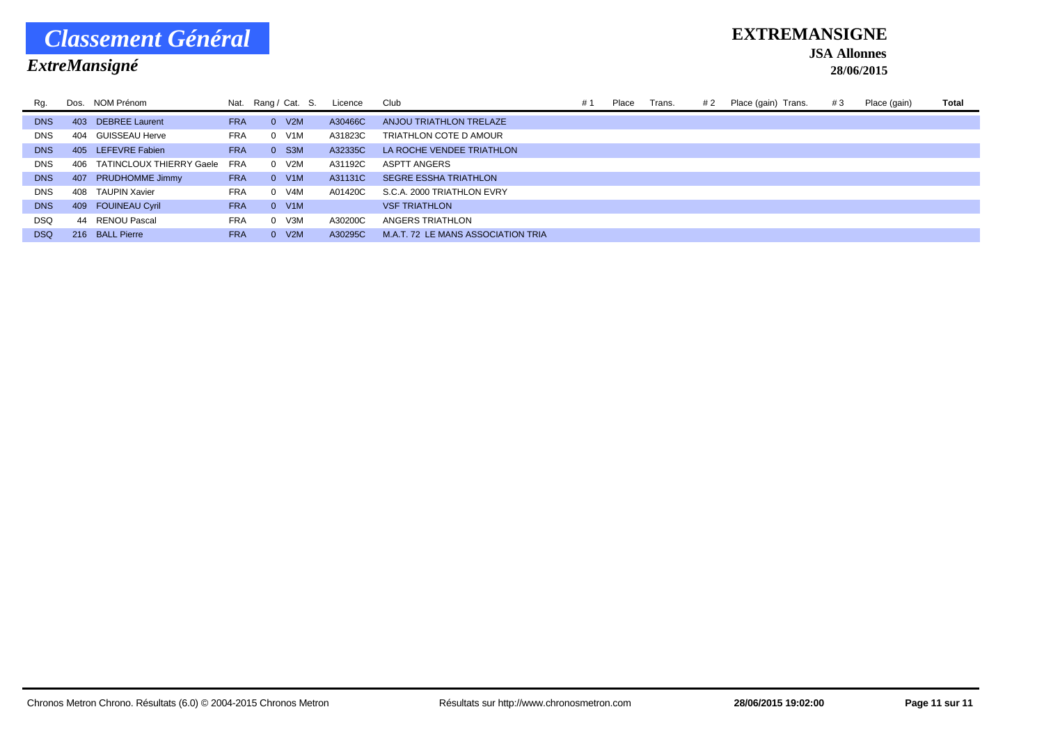# Classement Général

## ExtreMansigné

**EXTREMANSIGNE**

**JSA Allonnes**

**28/06/2015**

| Rg. | Dos. | NOM Prénom | Nat. | Rang / Cat. | S. | Licence | Club | # 1 | Place | Trans. | # 2 | Place (gain) | Trans. | # 3 | Place (gain) | Total |
|---|---|---|---|---|---|---|---|---|---|---|---|---|---|---|---|---|
| DNS | 403 | DEBREE Laurent | FRA | 0 | V2M | A30466C | ANJOU TRIATHLON TRELAZE | | | | | | | | | |
| DNS | 404 | GUISSEAU Herve | FRA | 0 | V1M | A31823C | TRIATHLON COTE D AMOUR | | | | | | | | | |
| DNS | 405 | LEFEVRE Fabien | FRA | 0 | S3M | A32335C | LA ROCHE VENDEE TRIATHLON | | | | | | | | | |
| DNS | 406 | TATINCLOUX THIERRY Gaele | FRA | 0 | V2M | A31192C | ASPTT ANGERS | | | | | | | | | |
| DNS | 407 | PRUDHOMME Jimmy | FRA | 0 | V1M | A31131C | SEGRE ESSHA TRIATHLON | | | | | | | | | |
| DNS | 408 | TAUPIN Xavier | FRA | 0 | V4M | A01420C | S.C.A. 2000 TRIATHLON EVRY | | | | | | | | | |
| DNS | 409 | FOUINEAU Cyril | FRA | 0 | V1M | | VSF TRIATHLON | | | | | | | | | |
| DSQ | 44 | RENOU Pascal | FRA | 0 | V3M | A30200C | ANGERS TRIATHLON | | | | | | | | | |
| DSQ | 216 | BALL Pierre | FRA | 0 | V2M | A30295C | M.A.T. 72 LE MANS ASSOCIATION TRIA | | | | | | | | | |

Chronos Metron Chrono. Résultats (6.0) © 2004-2015 Chronos Metron — Résultats sur http://www.chronosmetron.com — 28/06/2015 19:02:00